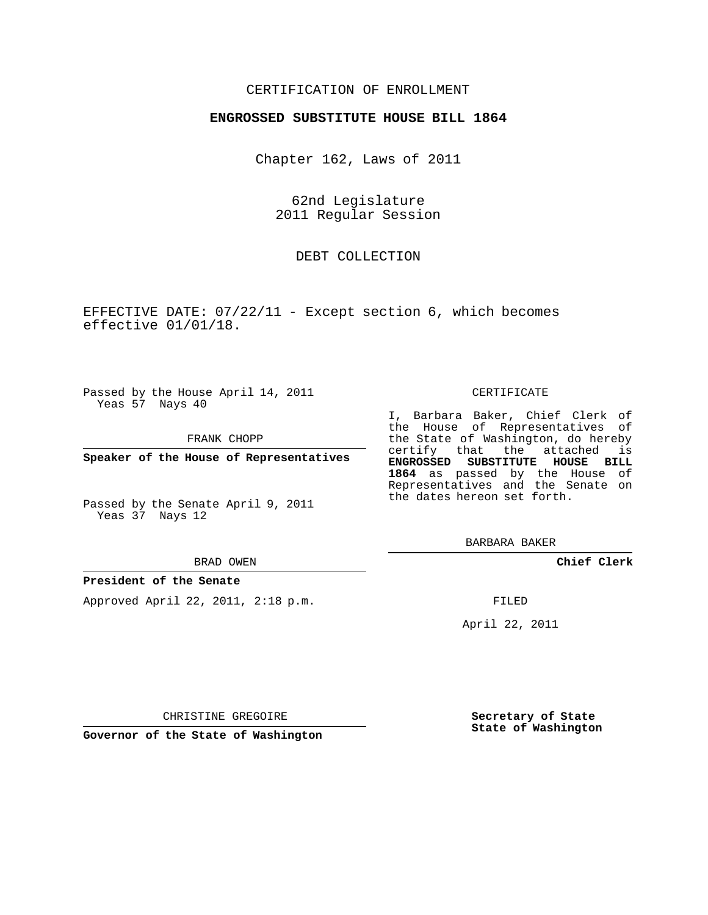CERTIFICATION OF ENROLLMENT

**ENGROSSED SUBSTITUTE HOUSE BILL 1864**

Chapter 162, Laws of 2011

62nd Legislature
2011 Regular Session

DEBT COLLECTION

EFFECTIVE DATE: 07/22/11 - Except section 6, which becomes effective 01/01/18.

Passed by the House April 14, 2011
Yeas 57 Nays 40

FRANK CHOPP

**Speaker of the House of Representatives**

Passed by the Senate April 9, 2011
Yeas 37 Nays 12

BRAD OWEN

**President of the Senate**

Approved April 22, 2011, 2:18 p.m.

CHRISTINE GREGOIRE

**Governor of the State of Washington**

CERTIFICATE

I, Barbara Baker, Chief Clerk of the House of Representatives of the State of Washington, do hereby certify that the attached is **ENGROSSED SUBSTITUTE HOUSE BILL 1864** as passed by the House of Representatives and the Senate on the dates hereon set forth.

BARBARA BAKER

**Chief Clerk**

FILED

April 22, 2011

**Secretary of State**
**State of Washington**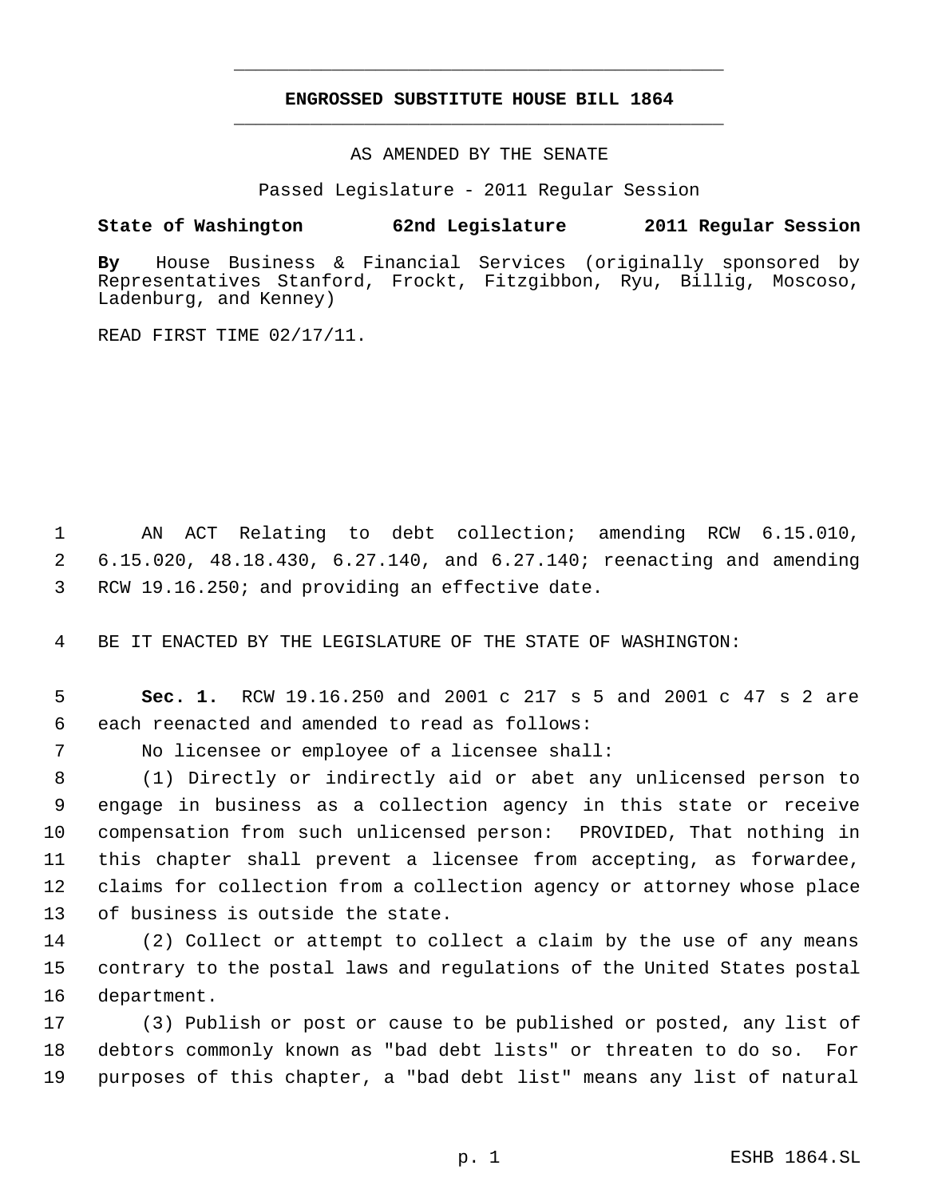# ENGROSSED SUBSTITUTE HOUSE BILL 1864

AS AMENDED BY THE SENATE

Passed Legislature - 2011 Regular Session

**State of Washington 62nd Legislature 2011 Regular Session**

**By** House Business & Financial Services (originally sponsored by Representatives Stanford, Frockt, Fitzgibbon, Ryu, Billig, Moscoso, Ladenburg, and Kenney)

READ FIRST TIME 02/17/11.

AN ACT Relating to debt collection; amending RCW 6.15.010, 6.15.020, 48.18.430, 6.27.140, and 6.27.140; reenacting and amending RCW 19.16.250; and providing an effective date.

BE IT ENACTED BY THE LEGISLATURE OF THE STATE OF WASHINGTON:

**Sec. 1.** RCW 19.16.250 and 2001 c 217 s 5 and 2001 c 47 s 2 are each reenacted and amended to read as follows:

No licensee or employee of a licensee shall:

(1) Directly or indirectly aid or abet any unlicensed person to engage in business as a collection agency in this state or receive compensation from such unlicensed person: PROVIDED, That nothing in this chapter shall prevent a licensee from accepting, as forwardee, claims for collection from a collection agency or attorney whose place of business is outside the state.

(2) Collect or attempt to collect a claim by the use of any means contrary to the postal laws and regulations of the United States postal department.

(3) Publish or post or cause to be published or posted, any list of debtors commonly known as "bad debt lists" or threaten to do so. For purposes of this chapter, a "bad debt list" means any list of natural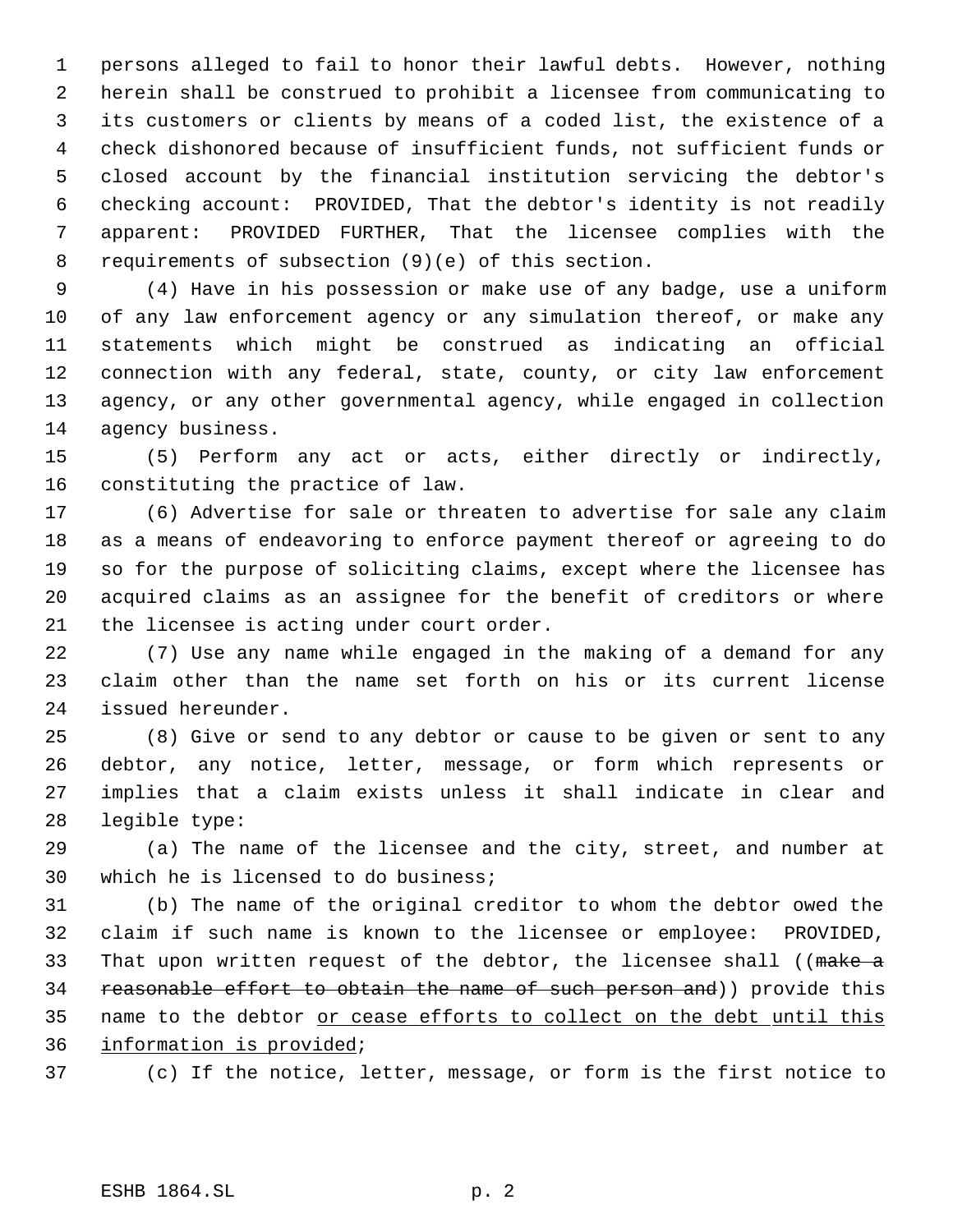persons alleged to fail to honor their lawful debts. However, nothing herein shall be construed to prohibit a licensee from communicating to its customers or clients by means of a coded list, the existence of a check dishonored because of insufficient funds, not sufficient funds or closed account by the financial institution servicing the debtor's checking account: PROVIDED, That the debtor's identity is not readily apparent: PROVIDED FURTHER, That the licensee complies with the requirements of subsection (9)(e) of this section.

(4) Have in his possession or make use of any badge, use a uniform of any law enforcement agency or any simulation thereof, or make any statements which might be construed as indicating an official connection with any federal, state, county, or city law enforcement agency, or any other governmental agency, while engaged in collection agency business.

(5) Perform any act or acts, either directly or indirectly, constituting the practice of law.

(6) Advertise for sale or threaten to advertise for sale any claim as a means of endeavoring to enforce payment thereof or agreeing to do so for the purpose of soliciting claims, except where the licensee has acquired claims as an assignee for the benefit of creditors or where the licensee is acting under court order.

(7) Use any name while engaged in the making of a demand for any claim other than the name set forth on his or its current license issued hereunder.

(8) Give or send to any debtor or cause to be given or sent to any debtor, any notice, letter, message, or form which represents or implies that a claim exists unless it shall indicate in clear and legible type:

(a) The name of the licensee and the city, street, and number at which he is licensed to do business;

(b) The name of the original creditor to whom the debtor owed the claim if such name is known to the licensee or employee: PROVIDED, That upon written request of the debtor, the licensee shall ((~~make a reasonable effort to obtain the name of such person and~~)) provide this name to the debtor <u>or cease efforts to collect on the debt until this information is provided</u>;

(c) If the notice, letter, message, or form is the first notice to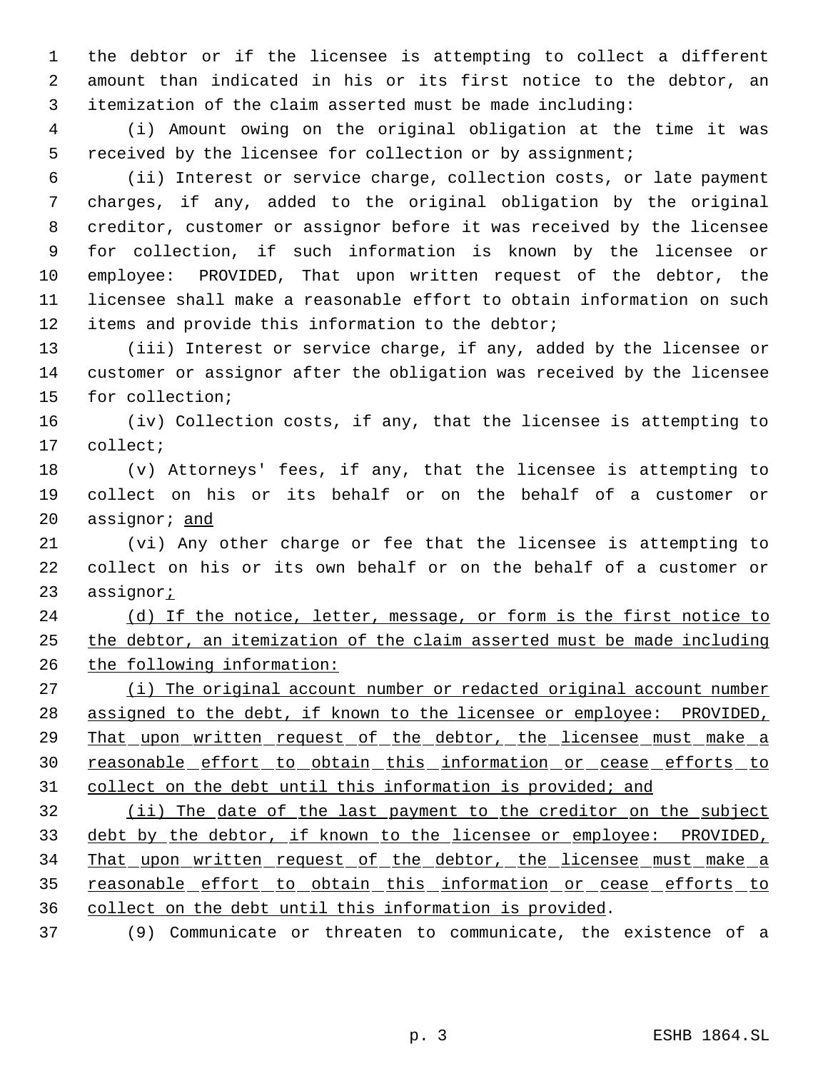the debtor or if the licensee is attempting to collect a different amount than indicated in his or its first notice to the debtor, an itemization of the claim asserted must be made including:

(i) Amount owing on the original obligation at the time it was received by the licensee for collection or by assignment;

(ii) Interest or service charge, collection costs, or late payment charges, if any, added to the original obligation by the original creditor, customer or assignor before it was received by the licensee for collection, if such information is known by the licensee or employee: PROVIDED, That upon written request of the debtor, the licensee shall make a reasonable effort to obtain information on such items and provide this information to the debtor;

(iii) Interest or service charge, if any, added by the licensee or customer or assignor after the obligation was received by the licensee for collection;

(iv) Collection costs, if any, that the licensee is attempting to collect;

(v) Attorneys' fees, if any, that the licensee is attempting to collect on his or its behalf or on the behalf of a customer or assignor; and

(vi) Any other charge or fee that the licensee is attempting to collect on his or its own behalf or on the behalf of a customer or assignor;

(d) If the notice, letter, message, or form is the first notice to the debtor, an itemization of the claim asserted must be made including the following information:

(i) The original account number or redacted original account number assigned to the debt, if known to the licensee or employee: PROVIDED, That upon written request of the debtor, the licensee must make a reasonable effort to obtain this information or cease efforts to collect on the debt until this information is provided; and

(ii) The date of the last payment to the creditor on the subject debt by the debtor, if known to the licensee or employee: PROVIDED, That upon written request of the debtor, the licensee must make a reasonable effort to obtain this information or cease efforts to collect on the debt until this information is provided.

(9) Communicate or threaten to communicate, the existence of a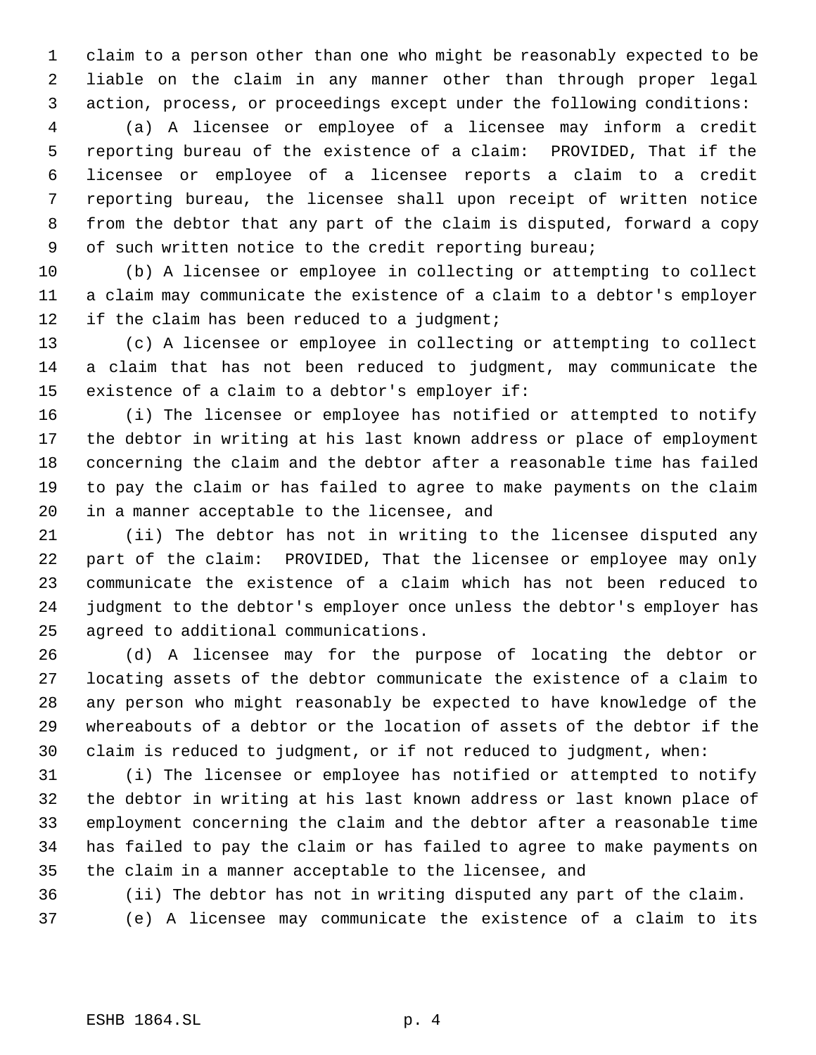claim to a person other than one who might be reasonably expected to be liable on the claim in any manner other than through proper legal action, process, or proceedings except under the following conditions:

(a) A licensee or employee of a licensee may inform a credit reporting bureau of the existence of a claim: PROVIDED, That if the licensee or employee of a licensee reports a claim to a credit reporting bureau, the licensee shall upon receipt of written notice from the debtor that any part of the claim is disputed, forward a copy of such written notice to the credit reporting bureau;

(b) A licensee or employee in collecting or attempting to collect a claim may communicate the existence of a claim to a debtor's employer if the claim has been reduced to a judgment;

(c) A licensee or employee in collecting or attempting to collect a claim that has not been reduced to judgment, may communicate the existence of a claim to a debtor's employer if:

(i) The licensee or employee has notified or attempted to notify the debtor in writing at his last known address or place of employment concerning the claim and the debtor after a reasonable time has failed to pay the claim or has failed to agree to make payments on the claim in a manner acceptable to the licensee, and

(ii) The debtor has not in writing to the licensee disputed any part of the claim: PROVIDED, That the licensee or employee may only communicate the existence of a claim which has not been reduced to judgment to the debtor's employer once unless the debtor's employer has agreed to additional communications.

(d) A licensee may for the purpose of locating the debtor or locating assets of the debtor communicate the existence of a claim to any person who might reasonably be expected to have knowledge of the whereabouts of a debtor or the location of assets of the debtor if the claim is reduced to judgment, or if not reduced to judgment, when:

(i) The licensee or employee has notified or attempted to notify the debtor in writing at his last known address or last known place of employment concerning the claim and the debtor after a reasonable time has failed to pay the claim or has failed to agree to make payments on the claim in a manner acceptable to the licensee, and

(ii) The debtor has not in writing disputed any part of the claim.

(e) A licensee may communicate the existence of a claim to its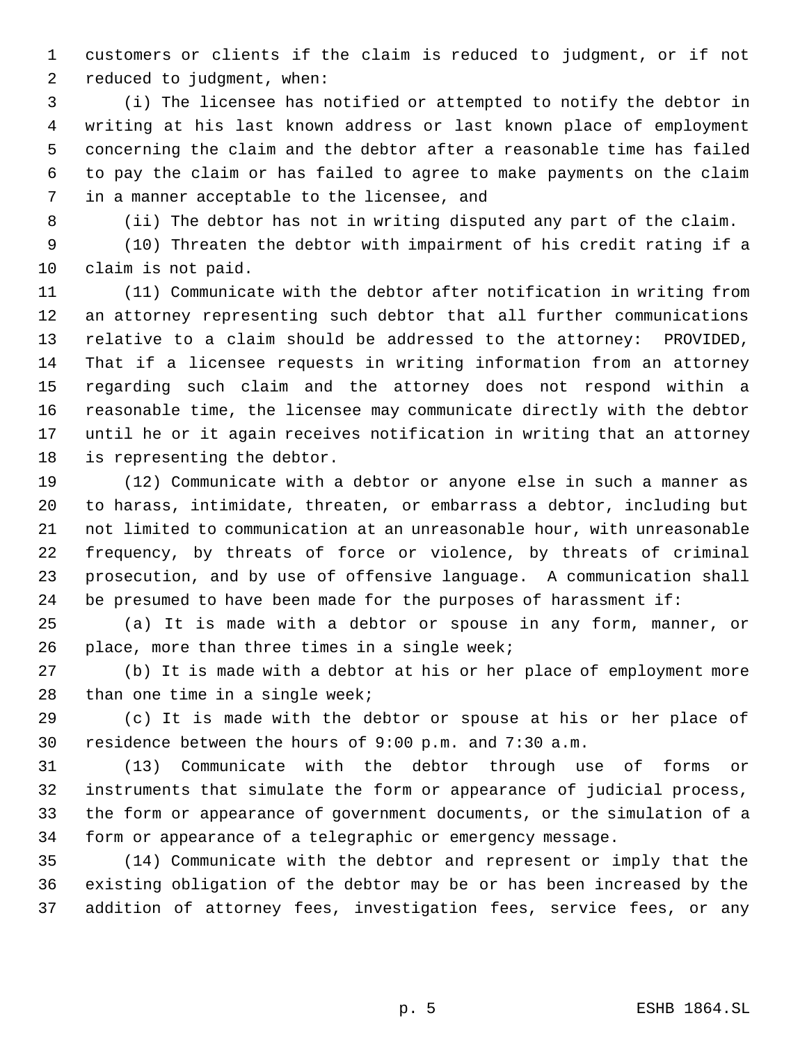customers or clients if the claim is reduced to judgment, or if not reduced to judgment, when:

(i) The licensee has notified or attempted to notify the debtor in writing at his last known address or last known place of employment concerning the claim and the debtor after a reasonable time has failed to pay the claim or has failed to agree to make payments on the claim in a manner acceptable to the licensee, and

(ii) The debtor has not in writing disputed any part of the claim.

(10) Threaten the debtor with impairment of his credit rating if a claim is not paid.

(11) Communicate with the debtor after notification in writing from an attorney representing such debtor that all further communications relative to a claim should be addressed to the attorney: PROVIDED, That if a licensee requests in writing information from an attorney regarding such claim and the attorney does not respond within a reasonable time, the licensee may communicate directly with the debtor until he or it again receives notification in writing that an attorney is representing the debtor.

(12) Communicate with a debtor or anyone else in such a manner as to harass, intimidate, threaten, or embarrass a debtor, including but not limited to communication at an unreasonable hour, with unreasonable frequency, by threats of force or violence, by threats of criminal prosecution, and by use of offensive language. A communication shall be presumed to have been made for the purposes of harassment if:

(a) It is made with a debtor or spouse in any form, manner, or place, more than three times in a single week;

(b) It is made with a debtor at his or her place of employment more than one time in a single week;

(c) It is made with the debtor or spouse at his or her place of residence between the hours of 9:00 p.m. and 7:30 a.m.

(13) Communicate with the debtor through use of forms or instruments that simulate the form or appearance of judicial process, the form or appearance of government documents, or the simulation of a form or appearance of a telegraphic or emergency message.

(14) Communicate with the debtor and represent or imply that the existing obligation of the debtor may be or has been increased by the addition of attorney fees, investigation fees, service fees, or any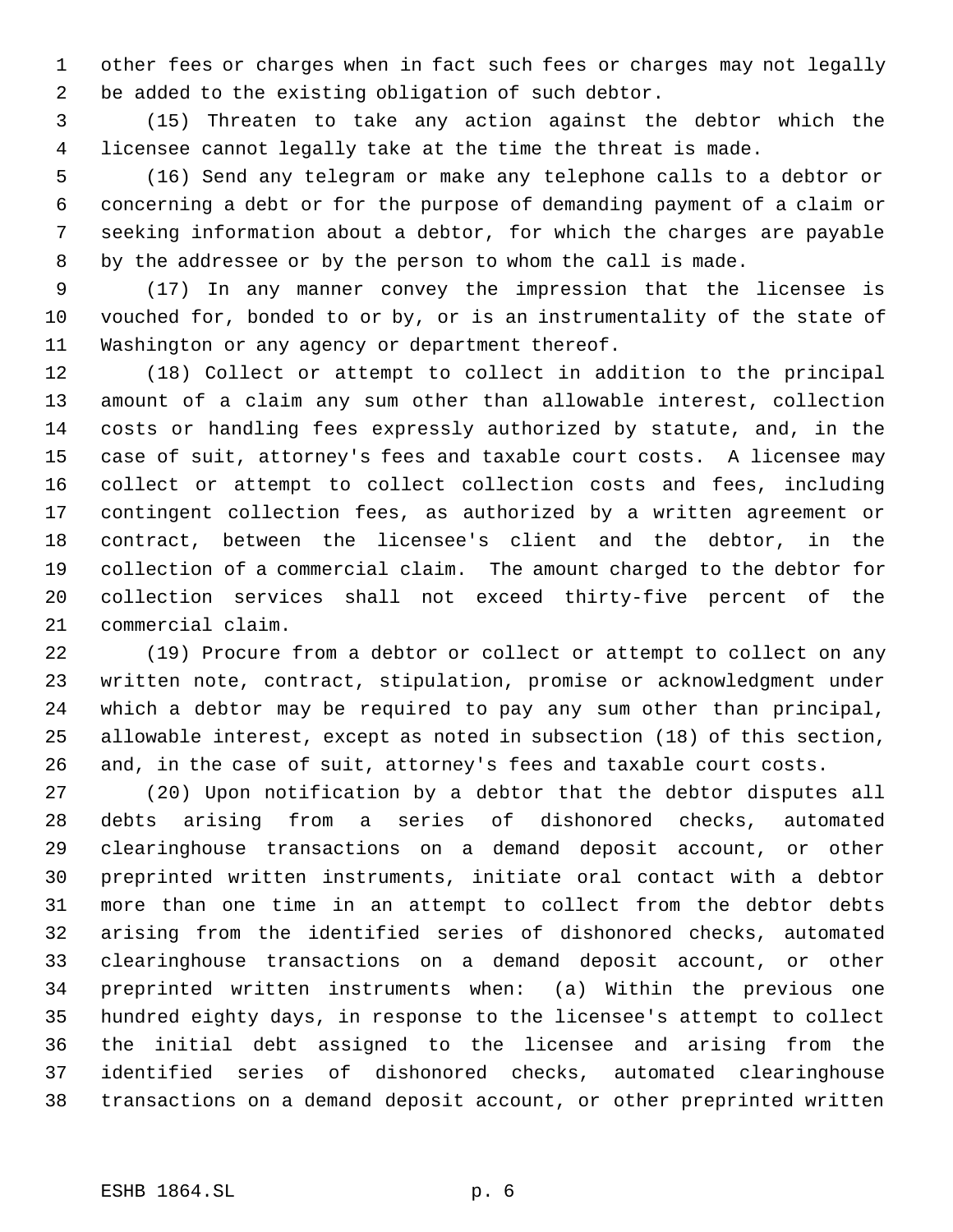other fees or charges when in fact such fees or charges may not legally be added to the existing obligation of such debtor.

(15) Threaten to take any action against the debtor which the licensee cannot legally take at the time the threat is made.

(16) Send any telegram or make any telephone calls to a debtor or concerning a debt or for the purpose of demanding payment of a claim or seeking information about a debtor, for which the charges are payable by the addressee or by the person to whom the call is made.

(17) In any manner convey the impression that the licensee is vouched for, bonded to or by, or is an instrumentality of the state of Washington or any agency or department thereof.

(18) Collect or attempt to collect in addition to the principal amount of a claim any sum other than allowable interest, collection costs or handling fees expressly authorized by statute, and, in the case of suit, attorney's fees and taxable court costs. A licensee may collect or attempt to collect collection costs and fees, including contingent collection fees, as authorized by a written agreement or contract, between the licensee's client and the debtor, in the collection of a commercial claim. The amount charged to the debtor for collection services shall not exceed thirty-five percent of the commercial claim.

(19) Procure from a debtor or collect or attempt to collect on any written note, contract, stipulation, promise or acknowledgment under which a debtor may be required to pay any sum other than principal, allowable interest, except as noted in subsection (18) of this section, and, in the case of suit, attorney's fees and taxable court costs.

(20) Upon notification by a debtor that the debtor disputes all debts arising from a series of dishonored checks, automated clearinghouse transactions on a demand deposit account, or other preprinted written instruments, initiate oral contact with a debtor more than one time in an attempt to collect from the debtor debts arising from the identified series of dishonored checks, automated clearinghouse transactions on a demand deposit account, or other preprinted written instruments when: (a) Within the previous one hundred eighty days, in response to the licensee's attempt to collect the initial debt assigned to the licensee and arising from the identified series of dishonored checks, automated clearinghouse transactions on a demand deposit account, or other preprinted written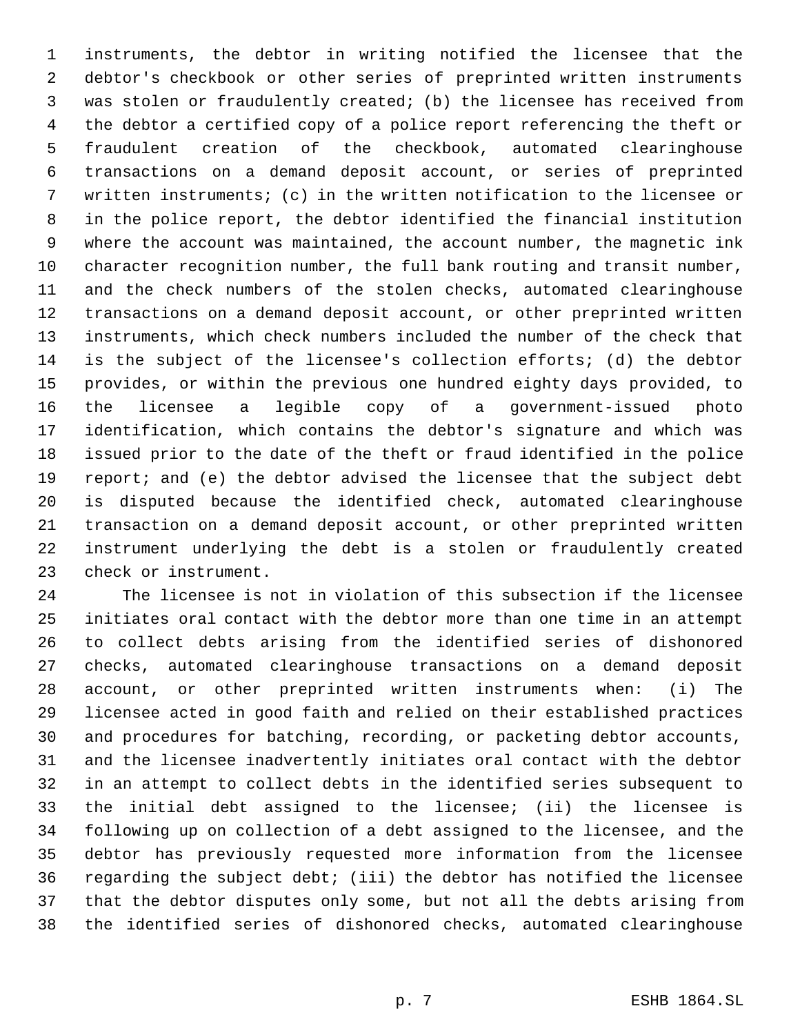instruments, the debtor in writing notified the licensee that the debtor's checkbook or other series of preprinted written instruments was stolen or fraudulently created; (b) the licensee has received from the debtor a certified copy of a police report referencing the theft or fraudulent creation of the checkbook, automated clearinghouse transactions on a demand deposit account, or series of preprinted written instruments; (c) in the written notification to the licensee or in the police report, the debtor identified the financial institution where the account was maintained, the account number, the magnetic ink character recognition number, the full bank routing and transit number, and the check numbers of the stolen checks, automated clearinghouse transactions on a demand deposit account, or other preprinted written instruments, which check numbers included the number of the check that is the subject of the licensee's collection efforts; (d) the debtor provides, or within the previous one hundred eighty days provided, to the licensee a legible copy of a government-issued photo identification, which contains the debtor's signature and which was issued prior to the date of the theft or fraud identified in the police report; and (e) the debtor advised the licensee that the subject debt is disputed because the identified check, automated clearinghouse transaction on a demand deposit account, or other preprinted written instrument underlying the debt is a stolen or fraudulently created check or instrument.

The licensee is not in violation of this subsection if the licensee initiates oral contact with the debtor more than one time in an attempt to collect debts arising from the identified series of dishonored checks, automated clearinghouse transactions on a demand deposit account, or other preprinted written instruments when: (i) The licensee acted in good faith and relied on their established practices and procedures for batching, recording, or packeting debtor accounts, and the licensee inadvertently initiates oral contact with the debtor in an attempt to collect debts in the identified series subsequent to the initial debt assigned to the licensee; (ii) the licensee is following up on collection of a debt assigned to the licensee, and the debtor has previously requested more information from the licensee regarding the subject debt; (iii) the debtor has notified the licensee that the debtor disputes only some, but not all the debts arising from the identified series of dishonored checks, automated clearinghouse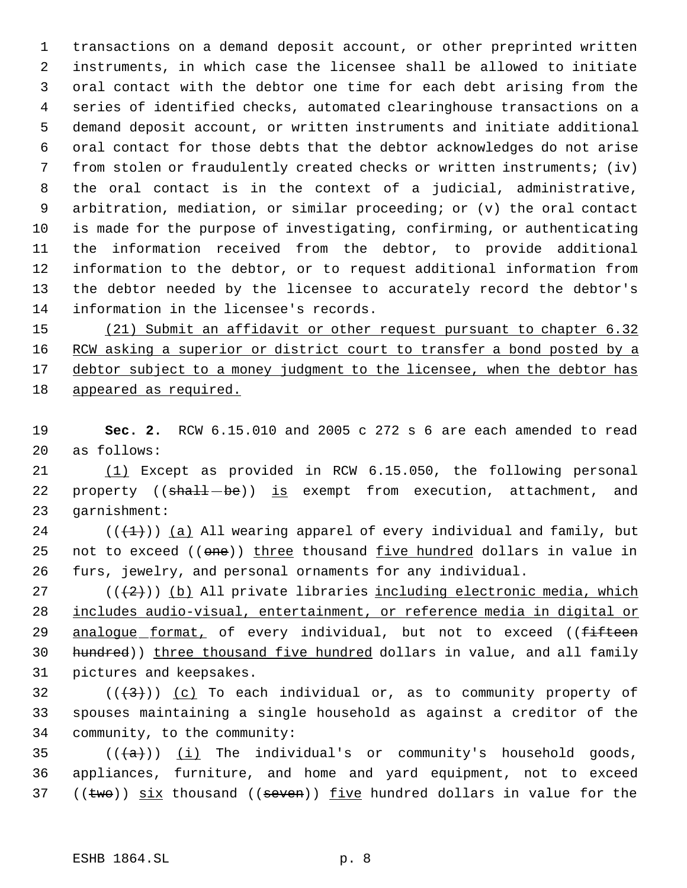transactions on a demand deposit account, or other preprinted written instruments, in which case the licensee shall be allowed to initiate oral contact with the debtor one time for each debt arising from the series of identified checks, automated clearinghouse transactions on a demand deposit account, or written instruments and initiate additional oral contact for those debts that the debtor acknowledges do not arise from stolen or fraudulently created checks or written instruments; (iv) the oral contact is in the context of a judicial, administrative, arbitration, mediation, or similar proceeding; or (v) the oral contact is made for the purpose of investigating, confirming, or authenticating the information received from the debtor, to provide additional information to the debtor, or to request additional information from the debtor needed by the licensee to accurately record the debtor's information in the licensee's records.

(21) Submit an affidavit or other request pursuant to chapter 6.32 RCW asking a superior or district court to transfer a bond posted by a debtor subject to a money judgment to the licensee, when the debtor has appeared as required.

**Sec. 2.** RCW 6.15.010 and 2005 c 272 s 6 are each amended to read as follows:

(1) Except as provided in RCW 6.15.050, the following personal property ((~~shall be~~)) is exempt from execution, attachment, and garnishment:

((~~(1)~~)) (a) All wearing apparel of every individual and family, but not to exceed ((~~one~~)) three thousand five hundred dollars in value in furs, jewelry, and personal ornaments for any individual.

((~~(2)~~)) (b) All private libraries including electronic media, which includes audio-visual, entertainment, or reference media in digital or analogue format, of every individual, but not to exceed ((~~fifteen hundred~~)) three thousand five hundred dollars in value, and all family pictures and keepsakes.

((~~(3)~~)) (c) To each individual or, as to community property of spouses maintaining a single household as against a creditor of the community, to the community:

((~~(a)~~)) (i) The individual's or community's household goods, appliances, furniture, and home and yard equipment, not to exceed ((~~two~~)) six thousand ((~~seven~~)) five hundred dollars in value for the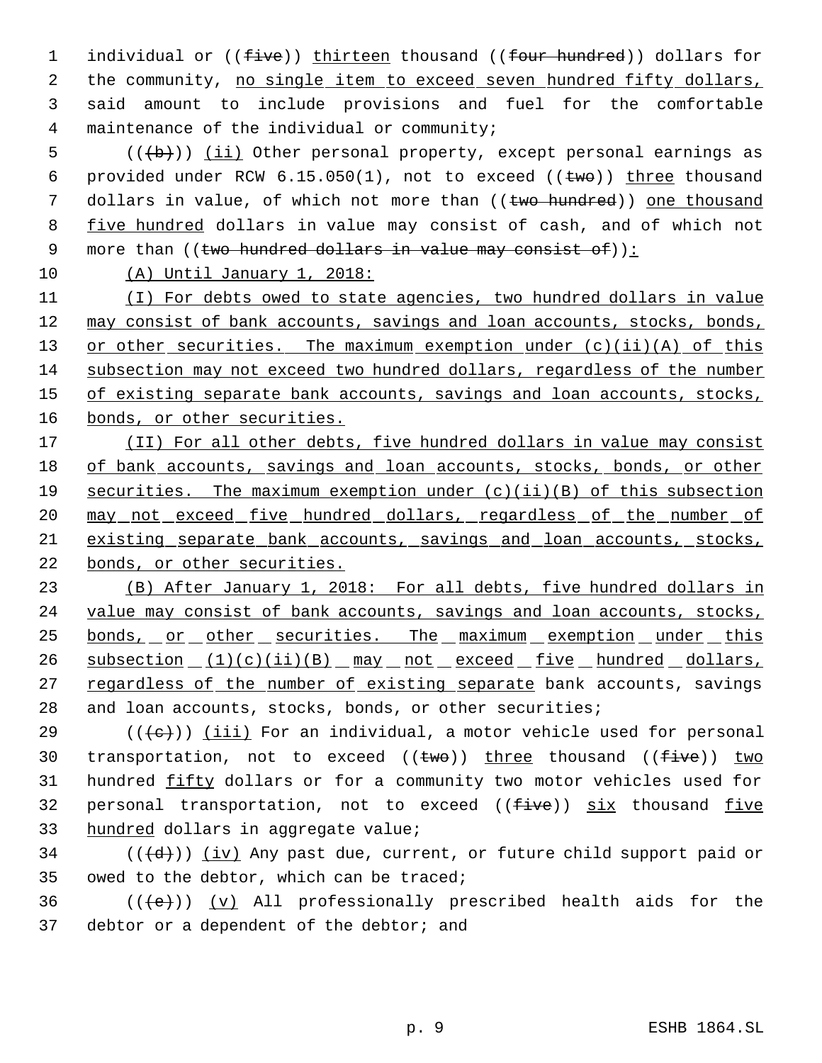individual or ((~~five~~)) <u>thirteen</u> thousand ((~~four hundred~~)) dollars for the community, <u>no single item to exceed seven hundred fifty dollars,</u> said amount to include provisions and fuel for the comfortable maintenance of the individual or community;

((~~(b)~~)) <u>(ii)</u> Other personal property, except personal earnings as provided under RCW 6.15.050(1), not to exceed ((~~two~~)) <u>three</u> thousand dollars in value, of which not more than ((~~two hundred~~)) <u>one thousand five hundred</u> dollars in value may consist of cash, and of which not more than ((~~two hundred dollars in value may consist of~~))<u>:</u>

<u>(A) Until January 1, 2018:</u>

<u>(I) For debts owed to state agencies, two hundred dollars in value may consist of bank accounts, savings and loan accounts, stocks, bonds, or other securities. The maximum exemption under (c)(ii)(A) of this subsection may not exceed two hundred dollars, regardless of the number of existing separate bank accounts, savings and loan accounts, stocks, bonds, or other securities.</u>

<u>(II) For all other debts, five hundred dollars in value may consist of bank accounts, savings and loan accounts, stocks, bonds, or other securities. The maximum exemption under (c)(ii)(B) of this subsection may not exceed five hundred dollars, regardless of the number of existing separate bank accounts, savings and loan accounts, stocks, bonds, or other securities.</u>

<u>(B) After January 1, 2018: For all debts, five hundred dollars in value may consist of bank accounts, savings and loan accounts, stocks, bonds, or other securities. The maximum exemption under this subsection (1)(c)(ii)(B) may not exceed five hundred dollars, regardless of the number of existing separate</u> bank accounts, savings and loan accounts, stocks, bonds, or other securities;

((~~(c)~~)) <u>(iii)</u> For an individual, a motor vehicle used for personal transportation, not to exceed ((~~two~~)) <u>three</u> thousand ((~~five~~)) <u>two</u> hundred <u>fifty</u> dollars or for a community two motor vehicles used for personal transportation, not to exceed ((~~five~~)) <u>six</u> thousand <u>five hundred</u> dollars in aggregate value;

((~~(d)~~)) <u>(iv)</u> Any past due, current, or future child support paid or owed to the debtor, which can be traced;

((~~(e)~~)) <u>(v)</u> All professionally prescribed health aids for the debtor or a dependent of the debtor; and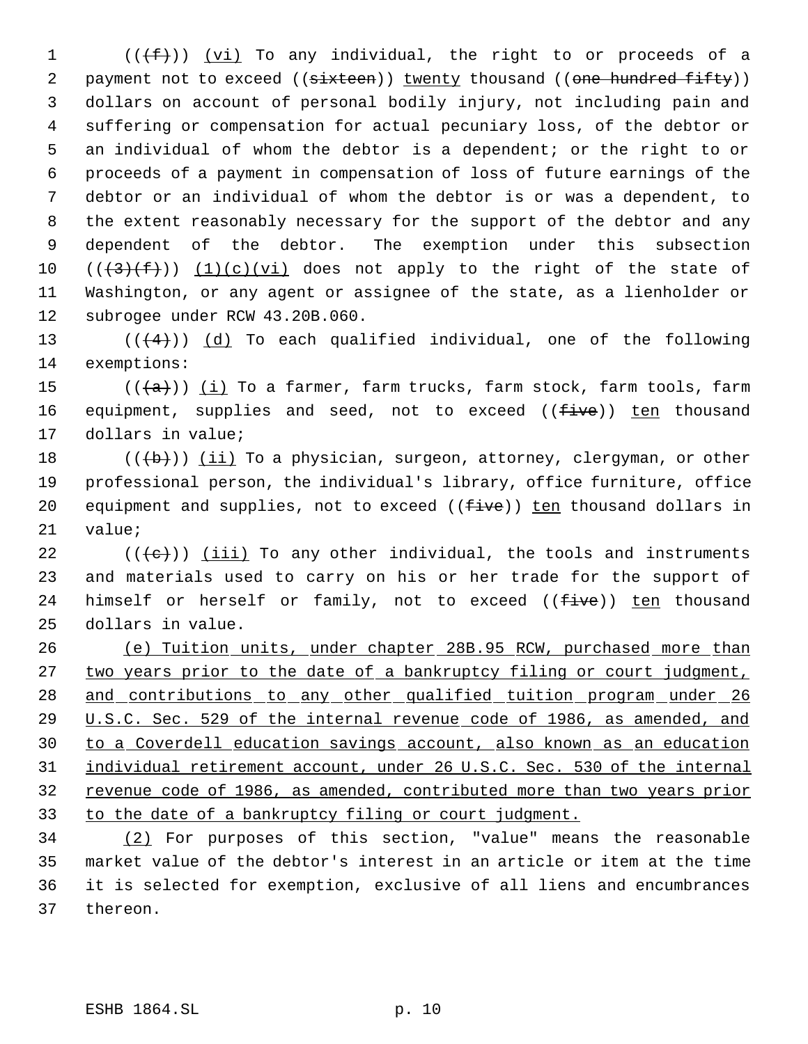(((f))) (vi) To any individual, the right to or proceeds of a payment not to exceed ((sixteen)) twenty thousand ((one hundred fifty)) dollars on account of personal bodily injury, not including pain and suffering or compensation for actual pecuniary loss, of the debtor or an individual of whom the debtor is a dependent; or the right to or proceeds of a payment in compensation of loss of future earnings of the debtor or an individual of whom the debtor is or was a dependent, to the extent reasonably necessary for the support of the debtor and any dependent of the debtor. The exemption under this subsection (((3)(f))) (1)(c)(vi) does not apply to the right of the state of Washington, or any agent or assignee of the state, as a lienholder or subrogee under RCW 43.20B.060.

(((4))) (d) To each qualified individual, one of the following exemptions:

(((a))) (i) To a farmer, farm trucks, farm stock, farm tools, farm equipment, supplies and seed, not to exceed ((five)) ten thousand dollars in value;

(((b))) (ii) To a physician, surgeon, attorney, clergyman, or other professional person, the individual's library, office furniture, office equipment and supplies, not to exceed ((five)) ten thousand dollars in value;

(((c))) (iii) To any other individual, the tools and instruments and materials used to carry on his or her trade for the support of himself or herself or family, not to exceed ((five)) ten thousand dollars in value.

(e) Tuition units, under chapter 28B.95 RCW, purchased more than two years prior to the date of a bankruptcy filing or court judgment, and contributions to any other qualified tuition program under 26 U.S.C. Sec. 529 of the internal revenue code of 1986, as amended, and to a Coverdell education savings account, also known as an education individual retirement account, under 26 U.S.C. Sec. 530 of the internal revenue code of 1986, as amended, contributed more than two years prior to the date of a bankruptcy filing or court judgment.

(2) For purposes of this section, "value" means the reasonable market value of the debtor's interest in an article or item at the time it is selected for exemption, exclusive of all liens and encumbrances thereon.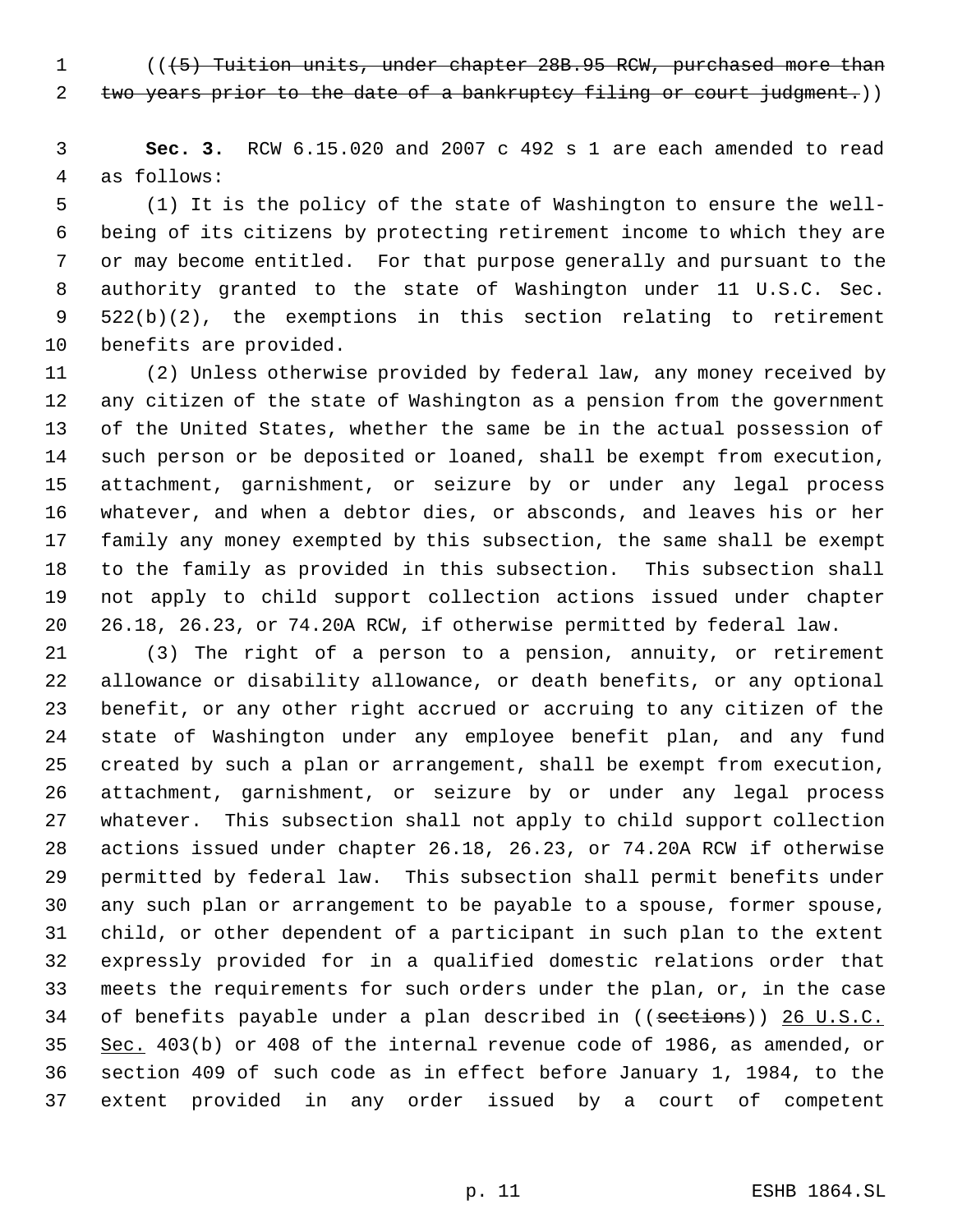((~~(5) Tuition units, under chapter 28B.95 RCW, purchased more than two years prior to the date of a bankruptcy filing or court judgment.~~))

**Sec. 3.** RCW 6.15.020 and 2007 c 492 s 1 are each amended to read as follows:

(1) It is the policy of the state of Washington to ensure the well-being of its citizens by protecting retirement income to which they are or may become entitled. For that purpose generally and pursuant to the authority granted to the state of Washington under 11 U.S.C. Sec. 522(b)(2), the exemptions in this section relating to retirement benefits are provided.

(2) Unless otherwise provided by federal law, any money received by any citizen of the state of Washington as a pension from the government of the United States, whether the same be in the actual possession of such person or be deposited or loaned, shall be exempt from execution, attachment, garnishment, or seizure by or under any legal process whatever, and when a debtor dies, or absconds, and leaves his or her family any money exempted by this subsection, the same shall be exempt to the family as provided in this subsection. This subsection shall not apply to child support collection actions issued under chapter 26.18, 26.23, or 74.20A RCW, if otherwise permitted by federal law.

(3) The right of a person to a pension, annuity, or retirement allowance or disability allowance, or death benefits, or any optional benefit, or any other right accrued or accruing to any citizen of the state of Washington under any employee benefit plan, and any fund created by such a plan or arrangement, shall be exempt from execution, attachment, garnishment, or seizure by or under any legal process whatever. This subsection shall not apply to child support collection actions issued under chapter 26.18, 26.23, or 74.20A RCW if otherwise permitted by federal law. This subsection shall permit benefits under any such plan or arrangement to be payable to a spouse, former spouse, child, or other dependent of a participant in such plan to the extent expressly provided for in a qualified domestic relations order that meets the requirements for such orders under the plan, or, in the case of benefits payable under a plan described in ((~~sections~~)) <u>26 U.S.C. Sec.</u> 403(b) or 408 of the internal revenue code of 1986, as amended, or section 409 of such code as in effect before January 1, 1984, to the extent provided in any order issued by a court of competent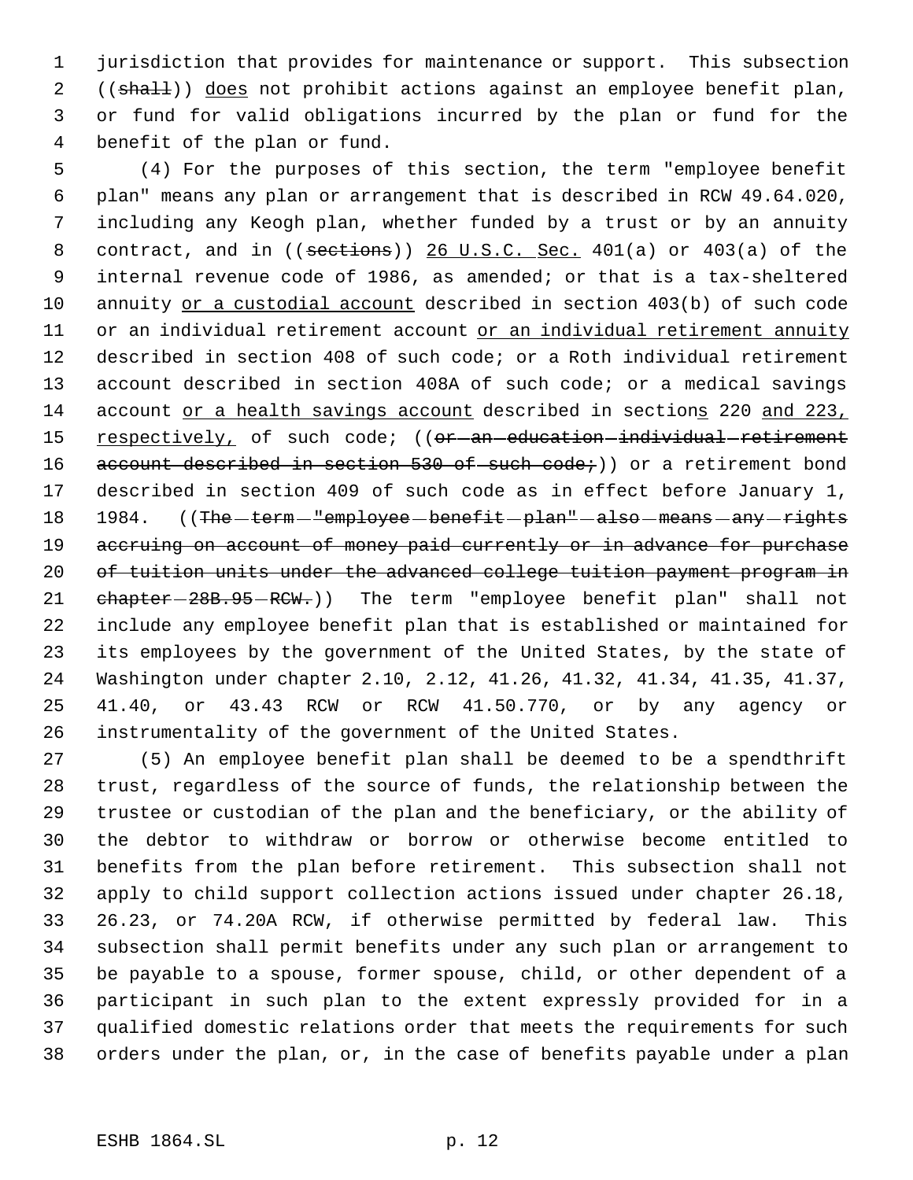jurisdiction that provides for maintenance or support. This subsection ((~~shall~~)) <u>does</u> not prohibit actions against an employee benefit plan, or fund for valid obligations incurred by the plan or fund for the benefit of the plan or fund.

(4) For the purposes of this section, the term "employee benefit plan" means any plan or arrangement that is described in RCW 49.64.020, including any Keogh plan, whether funded by a trust or by an annuity contract, and in ((~~sections~~)) <u>26 U.S.C. Sec.</u> 401(a) or 403(a) of the internal revenue code of 1986, as amended; or that is a tax-sheltered annuity <u>or a custodial account</u> described in section 403(b) of such code or an individual retirement account <u>or an individual retirement annuity</u> described in section 408 of such code; or a Roth individual retirement account described in section 408A of such code; or a medical savings account <u>or a health savings account</u> described in section<u>s</u> 220 <u>and 223, respectively,</u> of such code; ((~~or an education individual retirement account described in section 530 of such code;~~)) or a retirement bond described in section 409 of such code as in effect before January 1, 1984. ((~~The term "employee benefit plan" also means any rights accruing on account of money paid currently or in advance for purchase of tuition units under the advanced college tuition payment program in chapter 28B.95 RCW.~~)) The term "employee benefit plan" shall not include any employee benefit plan that is established or maintained for its employees by the government of the United States, by the state of Washington under chapter 2.10, 2.12, 41.26, 41.32, 41.34, 41.35, 41.37, 41.40, or 43.43 RCW or RCW 41.50.770, or by any agency or instrumentality of the government of the United States.

(5) An employee benefit plan shall be deemed to be a spendthrift trust, regardless of the source of funds, the relationship between the trustee or custodian of the plan and the beneficiary, or the ability of the debtor to withdraw or borrow or otherwise become entitled to benefits from the plan before retirement. This subsection shall not apply to child support collection actions issued under chapter 26.18, 26.23, or 74.20A RCW, if otherwise permitted by federal law. This subsection shall permit benefits under any such plan or arrangement to be payable to a spouse, former spouse, child, or other dependent of a participant in such plan to the extent expressly provided for in a qualified domestic relations order that meets the requirements for such orders under the plan, or, in the case of benefits payable under a plan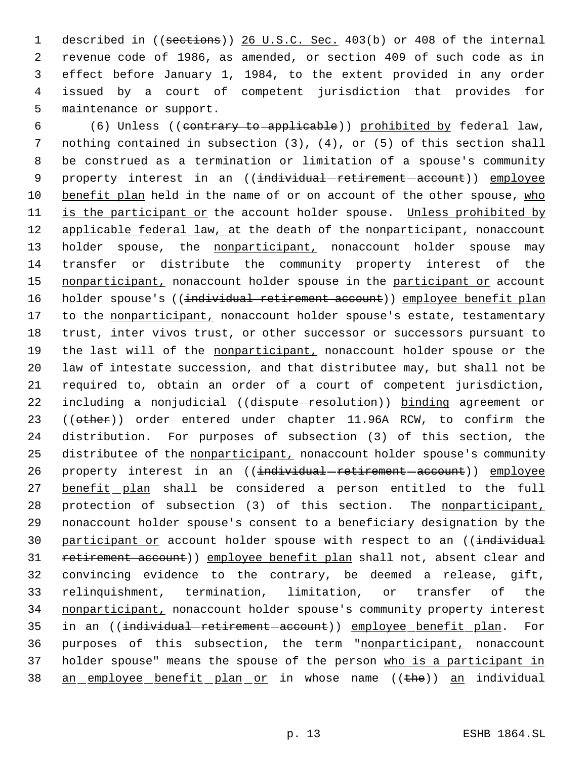described in ((sections)) 26 U.S.C. Sec. 403(b) or 408 of the internal revenue code of 1986, as amended, or section 409 of such code as in effect before January 1, 1984, to the extent provided in any order issued by a court of competent jurisdiction that provides for maintenance or support.

(6) Unless ((contrary to applicable)) prohibited by federal law, nothing contained in subsection (3), (4), or (5) of this section shall be construed as a termination or limitation of a spouse's community property interest in an ((individual retirement account)) employee benefit plan held in the name of or on account of the other spouse, who is the participant or the account holder spouse. Unless prohibited by applicable federal law, at the death of the nonparticipant, nonaccount holder spouse, the nonparticipant, nonaccount holder spouse may transfer or distribute the community property interest of the nonparticipant, nonaccount holder spouse in the participant or account holder spouse's ((individual retirement account)) employee benefit plan to the nonparticipant, nonaccount holder spouse's estate, testamentary trust, inter vivos trust, or other successor or successors pursuant to the last will of the nonparticipant, nonaccount holder spouse or the law of intestate succession, and that distributee may, but shall not be required to, obtain an order of a court of competent jurisdiction, including a nonjudicial ((dispute resolution)) binding agreement or ((other)) order entered under chapter 11.96A RCW, to confirm the distribution. For purposes of subsection (3) of this section, the distributee of the nonparticipant, nonaccount holder spouse's community property interest in an ((individual retirement account)) employee benefit plan shall be considered a person entitled to the full protection of subsection (3) of this section. The nonparticipant, nonaccount holder spouse's consent to a beneficiary designation by the participant or account holder spouse with respect to an ((individual retirement account)) employee benefit plan shall not, absent clear and convincing evidence to the contrary, be deemed a release, gift, relinquishment, termination, limitation, or transfer of the nonparticipant, nonaccount holder spouse's community property interest in an ((individual retirement account)) employee benefit plan. For purposes of this subsection, the term "nonparticipant, nonaccount holder spouse" means the spouse of the person who is a participant in an employee benefit plan or in whose name ((the)) an individual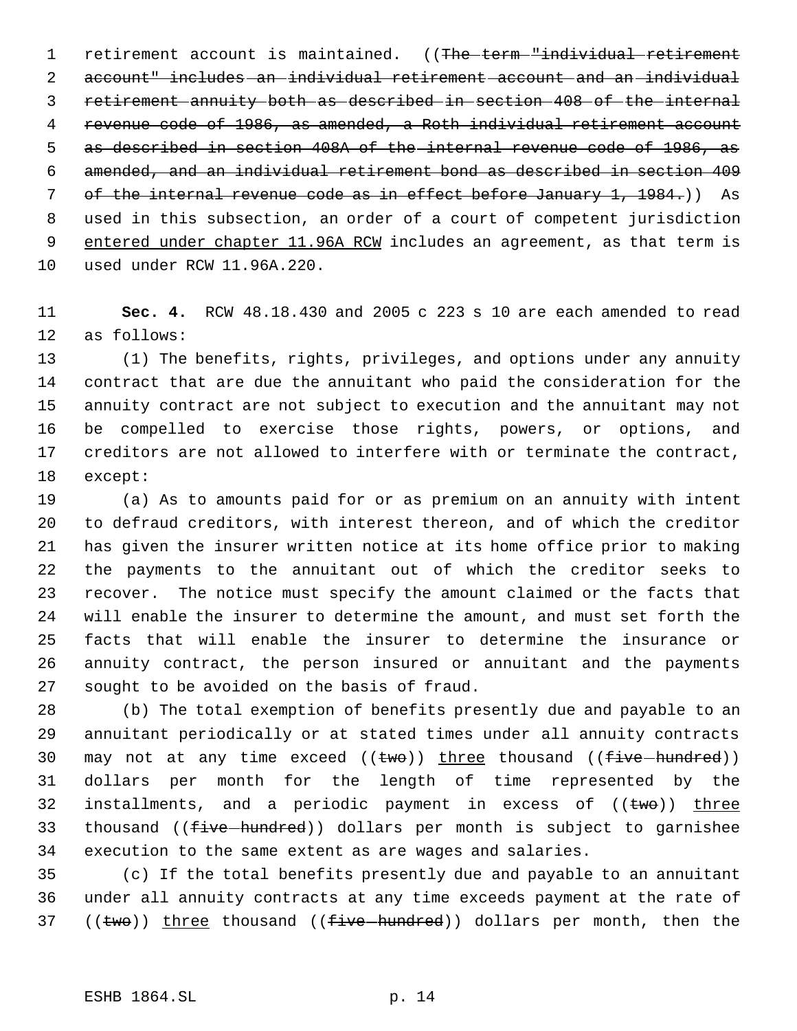retirement account is maintained. ((~~The term "individual retirement account" includes an individual retirement account and an individual retirement annuity both as described in section 408 of the internal revenue code of 1986, as amended, a Roth individual retirement account as described in section 408A of the internal revenue code of 1986, as amended, and an individual retirement bond as described in section 409 of the internal revenue code as in effect before January 1, 1984.~~)) As used in this subsection, an order of a court of competent jurisdiction <u>entered under chapter 11.96A RCW</u> includes an agreement, as that term is used under RCW 11.96A.220.

**Sec. 4.** RCW 48.18.430 and 2005 c 223 s 10 are each amended to read as follows:

(1) The benefits, rights, privileges, and options under any annuity contract that are due the annuitant who paid the consideration for the annuity contract are not subject to execution and the annuitant may not be compelled to exercise those rights, powers, or options, and creditors are not allowed to interfere with or terminate the contract, except:

(a) As to amounts paid for or as premium on an annuity with intent to defraud creditors, with interest thereon, and of which the creditor has given the insurer written notice at its home office prior to making the payments to the annuitant out of which the creditor seeks to recover. The notice must specify the amount claimed or the facts that will enable the insurer to determine the amount, and must set forth the facts that will enable the insurer to determine the insurance or annuity contract, the person insured or annuitant and the payments sought to be avoided on the basis of fraud.

(b) The total exemption of benefits presently due and payable to an annuitant periodically or at stated times under all annuity contracts may not at any time exceed ((~~two~~)) <u>three</u> thousand ((~~five hundred~~)) dollars per month for the length of time represented by the installments, and a periodic payment in excess of ((~~two~~)) <u>three</u> thousand ((~~five hundred~~)) dollars per month is subject to garnishee execution to the same extent as are wages and salaries.

(c) If the total benefits presently due and payable to an annuitant under all annuity contracts at any time exceeds payment at the rate of ((~~two~~)) <u>three</u> thousand ((~~five hundred~~)) dollars per month, then the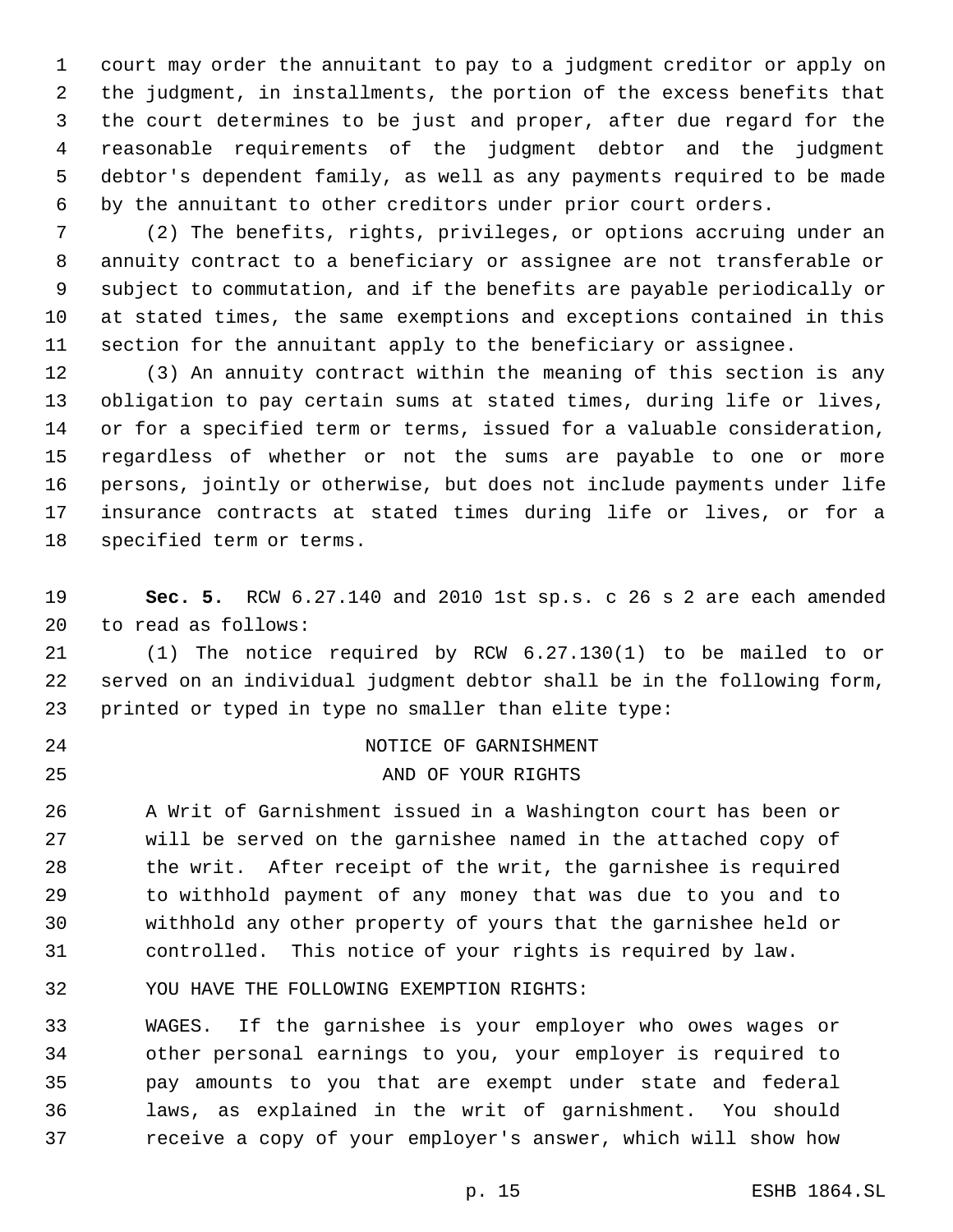court may order the annuitant to pay to a judgment creditor or apply on the judgment, in installments, the portion of the excess benefits that the court determines to be just and proper, after due regard for the reasonable requirements of the judgment debtor and the judgment debtor's dependent family, as well as any payments required to be made by the annuitant to other creditors under prior court orders.

(2) The benefits, rights, privileges, or options accruing under an annuity contract to a beneficiary or assignee are not transferable or subject to commutation, and if the benefits are payable periodically or at stated times, the same exemptions and exceptions contained in this section for the annuitant apply to the beneficiary or assignee.

(3) An annuity contract within the meaning of this section is any obligation to pay certain sums at stated times, during life or lives, or for a specified term or terms, issued for a valuable consideration, regardless of whether or not the sums are payable to one or more persons, jointly or otherwise, but does not include payments under life insurance contracts at stated times during life or lives, or for a specified term or terms.

**Sec. 5.** RCW 6.27.140 and 2010 1st sp.s. c 26 s 2 are each amended to read as follows:

(1) The notice required by RCW 6.27.130(1) to be mailed to or served on an individual judgment debtor shall be in the following form, printed or typed in type no smaller than elite type:

NOTICE OF GARNISHMENT
AND OF YOUR RIGHTS

A Writ of Garnishment issued in a Washington court has been or will be served on the garnishee named in the attached copy of the writ. After receipt of the writ, the garnishee is required to withhold payment of any money that was due to you and to withhold any other property of yours that the garnishee held or controlled. This notice of your rights is required by law.

YOU HAVE THE FOLLOWING EXEMPTION RIGHTS:

WAGES. If the garnishee is your employer who owes wages or other personal earnings to you, your employer is required to pay amounts to you that are exempt under state and federal laws, as explained in the writ of garnishment. You should receive a copy of your employer's answer, which will show how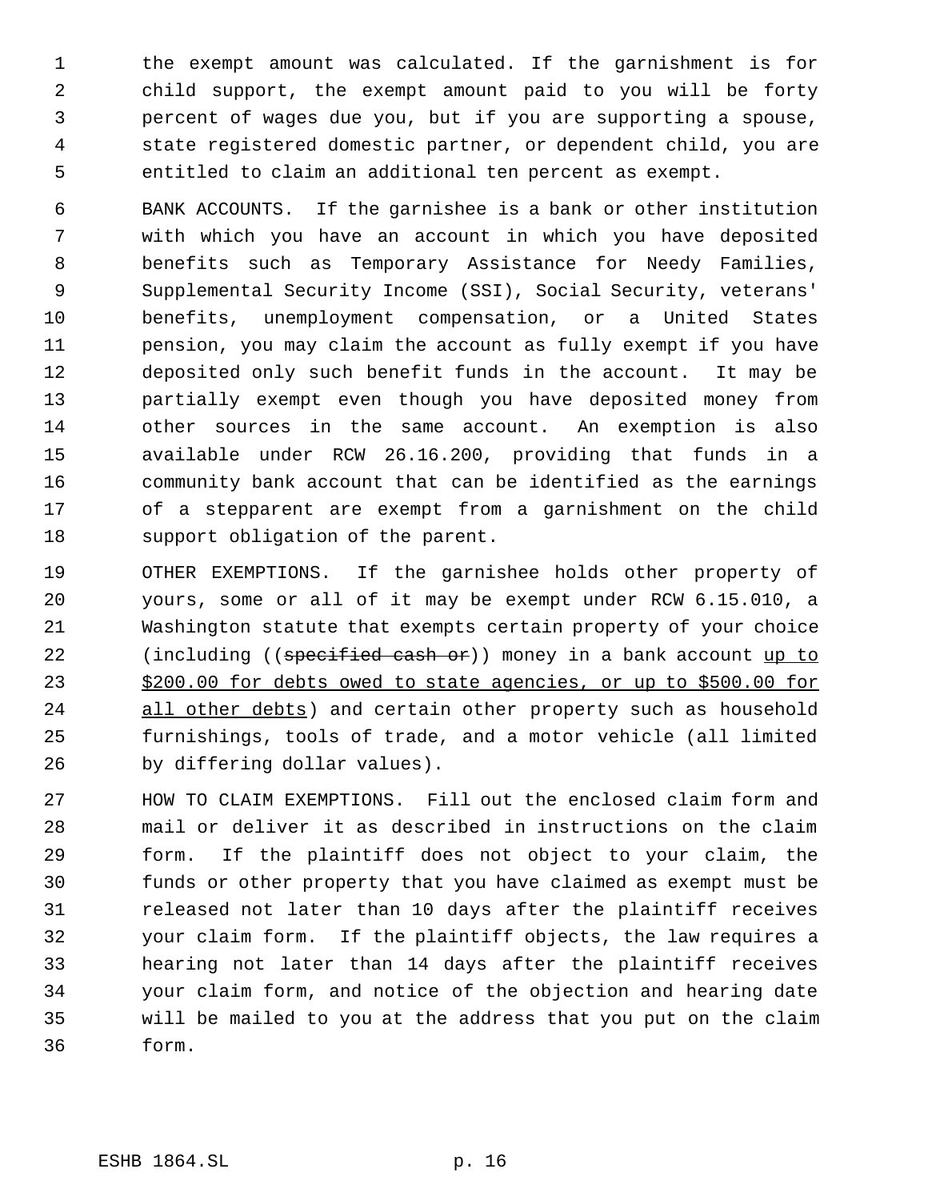the exempt amount was calculated. If the garnishment is for child support, the exempt amount paid to you will be forty percent of wages due you, but if you are supporting a spouse, state registered domestic partner, or dependent child, you are entitled to claim an additional ten percent as exempt.

BANK ACCOUNTS. If the garnishee is a bank or other institution with which you have an account in which you have deposited benefits such as Temporary Assistance for Needy Families, Supplemental Security Income (SSI), Social Security, veterans' benefits, unemployment compensation, or a United States pension, you may claim the account as fully exempt if you have deposited only such benefit funds in the account. It may be partially exempt even though you have deposited money from other sources in the same account. An exemption is also available under RCW 26.16.200, providing that funds in a community bank account that can be identified as the earnings of a stepparent are exempt from a garnishment on the child support obligation of the parent.

OTHER EXEMPTIONS. If the garnishee holds other property of yours, some or all of it may be exempt under RCW 6.15.010, a Washington statute that exempts certain property of your choice (including ((~~specified cash or~~)) money in a bank account <u>up to $200.00 for debts owed to state agencies, or up to $500.00 for all other debts</u>) and certain other property such as household furnishings, tools of trade, and a motor vehicle (all limited by differing dollar values).

HOW TO CLAIM EXEMPTIONS. Fill out the enclosed claim form and mail or deliver it as described in instructions on the claim form. If the plaintiff does not object to your claim, the funds or other property that you have claimed as exempt must be released not later than 10 days after the plaintiff receives your claim form. If the plaintiff objects, the law requires a hearing not later than 14 days after the plaintiff receives your claim form, and notice of the objection and hearing date will be mailed to you at the address that you put on the claim form.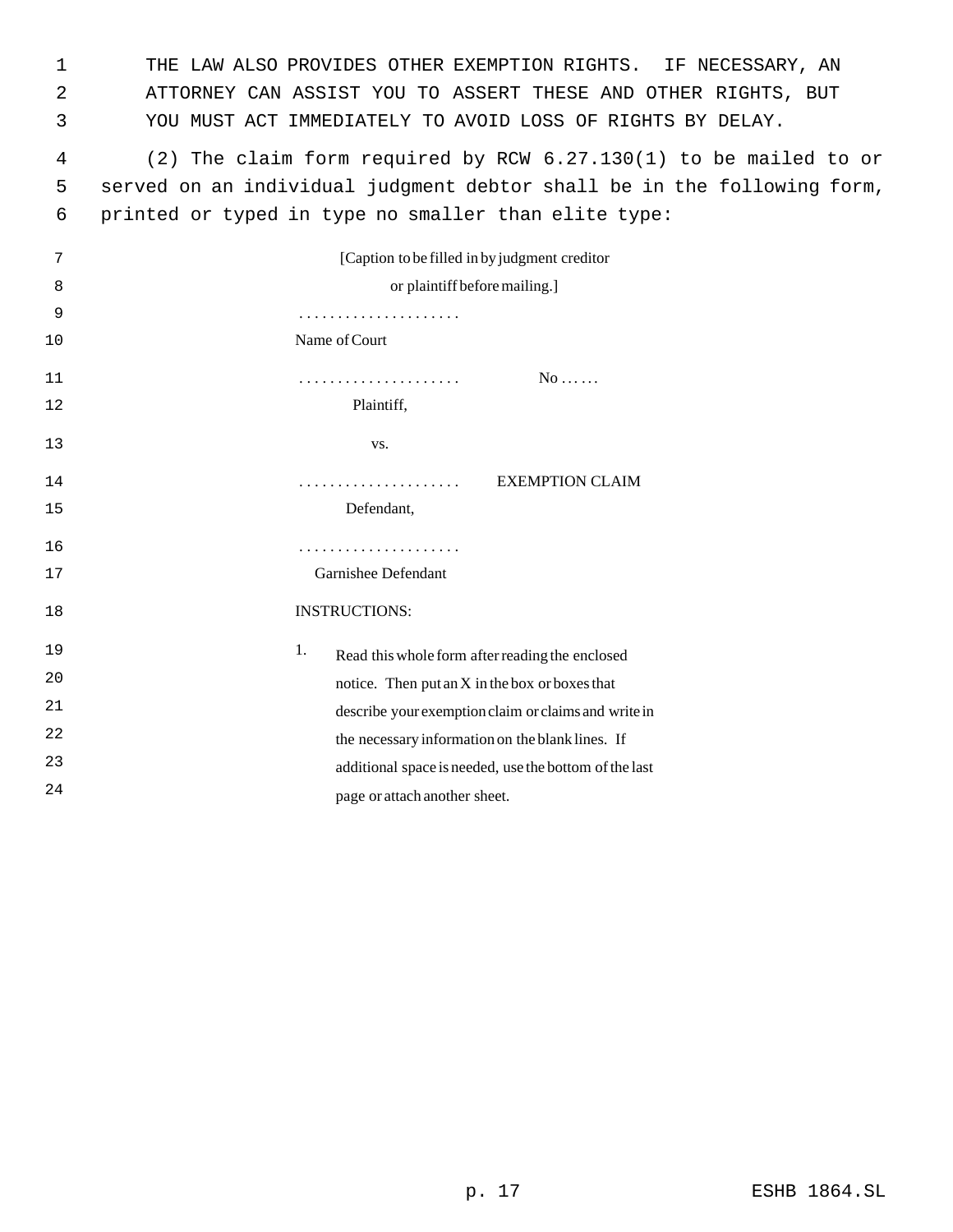THE LAW ALSO PROVIDES OTHER EXEMPTION RIGHTS. IF NECESSARY, AN ATTORNEY CAN ASSIST YOU TO ASSERT THESE AND OTHER RIGHTS, BUT YOU MUST ACT IMMEDIATELY TO AVOID LOSS OF RIGHTS BY DELAY.

(2) The claim form required by RCW 6.27.130(1) to be mailed to or served on an individual judgment debtor shall be in the following form, printed or typed in type no smaller than elite type:

[Caption to be filled in by judgment creditor or plaintiff before mailing.]

. . . . . . . . . . . . . . . . . . . . .
Name of Court

. . . . . . . . . . . . . . . . . . . . . No . . . . . .
Plaintiff,

vs.

. . . . . . . . . . . . . . . . . . . . . EXEMPTION CLAIM
Defendant,

. . . . . . . . . . . . . . . . . . . . .
Garnishee Defendant

INSTRUCTIONS:

1. Read this whole form after reading the enclosed notice. Then put an X in the box or boxes that describe your exemption claim or claims and write in the necessary information on the blank lines. If additional space is needed, use the bottom of the last page or attach another sheet.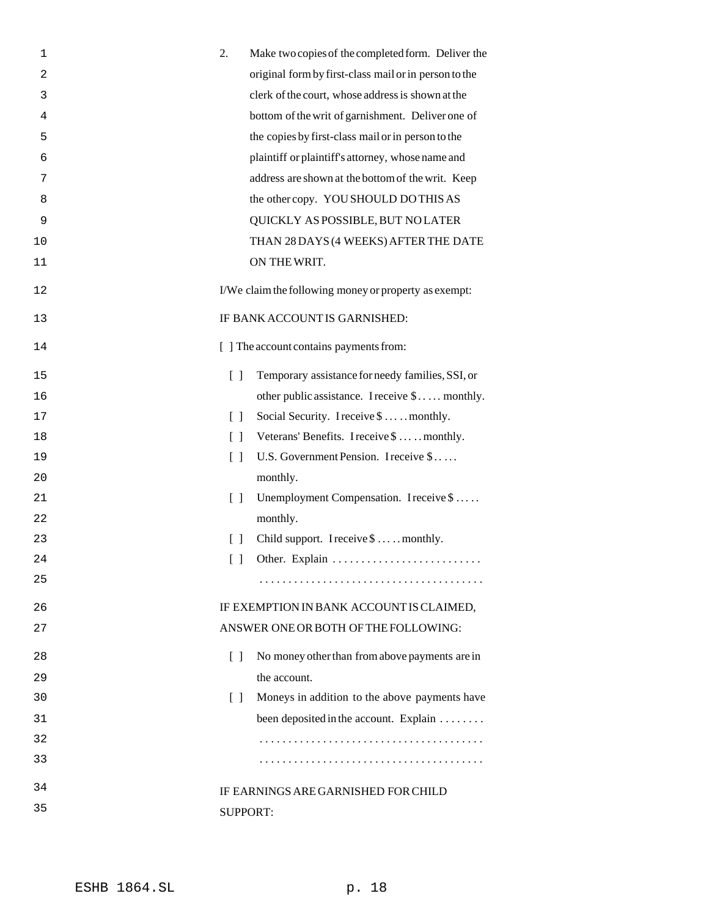2. Make two copies of the completed form. Deliver the original form by first-class mail or in person to the clerk of the court, whose address is shown at the bottom of the writ of garnishment. Deliver one of the copies by first-class mail or in person to the plaintiff or plaintiff's attorney, whose name and address are shown at the bottom of the writ. Keep the other copy. YOU SHOULD DO THIS AS QUICKLY AS POSSIBLE, BUT NO LATER THAN 28 DAYS (4 WEEKS) AFTER THE DATE ON THE WRIT.

I/We claim the following money or property as exempt:

IF BANK ACCOUNT IS GARNISHED:

[ ] The account contains payments from:

- [ ] Temporary assistance for needy families, SSI, or other public assistance. I receive $ . . . . . monthly.
- [ ] Social Security. I receive $ . . . . . monthly.
- [ ] Veterans' Benefits. I receive $ . . . . . monthly.
- [ ] U.S. Government Pension. I receive $ . . . . . monthly.
- [ ] Unemployment Compensation. I receive $ . . . . . monthly.
- [ ] Child support. I receive $ . . . . . monthly.
- [ ] Other. Explain . . . . . . . . . . . . . . . . . . . . . . . . . . . . . . . . . . . . . . . . . . . . . . . . . . . . . . . . . . . . . . . .

IF EXEMPTION IN BANK ACCOUNT IS CLAIMED, ANSWER ONE OR BOTH OF THE FOLLOWING:

- [ ] No money other than from above payments are in the account.
- [ ] Moneys in addition to the above payments have been deposited in the account. Explain . . . . . . . . . . . . . . . . . . . . . . . . . . . . . . . . . . . . . . . . . . . . . . . . . . . . . . . . . . . . . . . . . . . . . . . . . . . . . . . . . . . . . . . . . . . . . . . . . . . . . . . . . . . . . . . . . . . . . . . . .

IF EARNINGS ARE GARNISHED FOR CHILD SUPPORT: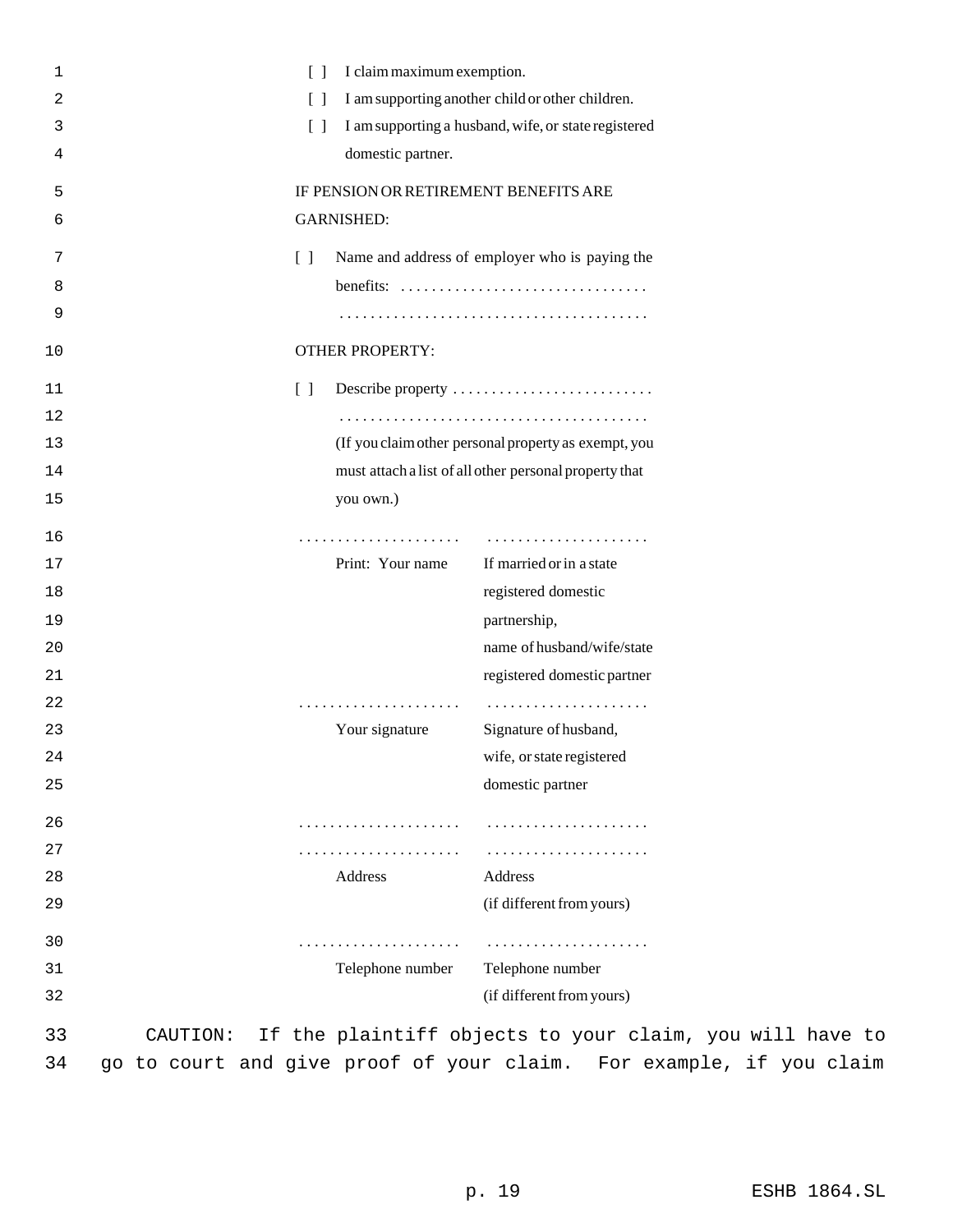[ ] I claim maximum exemption.

[ ] I am supporting another child or other children.

[ ] I am supporting a husband, wife, or state registered domestic partner.

IF PENSION OR RETIREMENT BENEFITS ARE GARNISHED:

[ ] Name and address of employer who is paying the benefits: . . . . . . . . . . . . . . . . . . . . . . . . . . . . . . . .
. . . . . . . . . . . . . . . . . . . . . . . . . . . . . . . . . . . . . . . .

OTHER PROPERTY:

[ ] Describe property . . . . . . . . . . . . . . . . . . . . . . . . . .
. . . . . . . . . . . . . . . . . . . . . . . . . . . . . . . . . . . . . . . .
(If you claim other personal property as exempt, you must attach a list of all other personal property that you own.)

| . . . . . . . . . . . . . . . . . . . . . | . . . . . . . . . . . . . . . . . . . . . |
|---|---|
| Print: Your name | If married or in a state registered domestic partnership, name of husband/wife/state registered domestic partner |
| . . . . . . . . . . . . . . . . . . . . . | . . . . . . . . . . . . . . . . . . . . . |
| Your signature | Signature of husband, wife, or state registered domestic partner |
| . . . . . . . . . . . . . . . . . . . . . | . . . . . . . . . . . . . . . . . . . . . |
| . . . . . . . . . . . . . . . . . . . . . | . . . . . . . . . . . . . . . . . . . . . |
| Address | Address (if different from yours) |
| . . . . . . . . . . . . . . . . . . . . . | . . . . . . . . . . . . . . . . . . . . . |
| Telephone number | Telephone number (if different from yours) |

CAUTION: If the plaintiff objects to your claim, you will have to go to court and give proof of your claim. For example, if you claim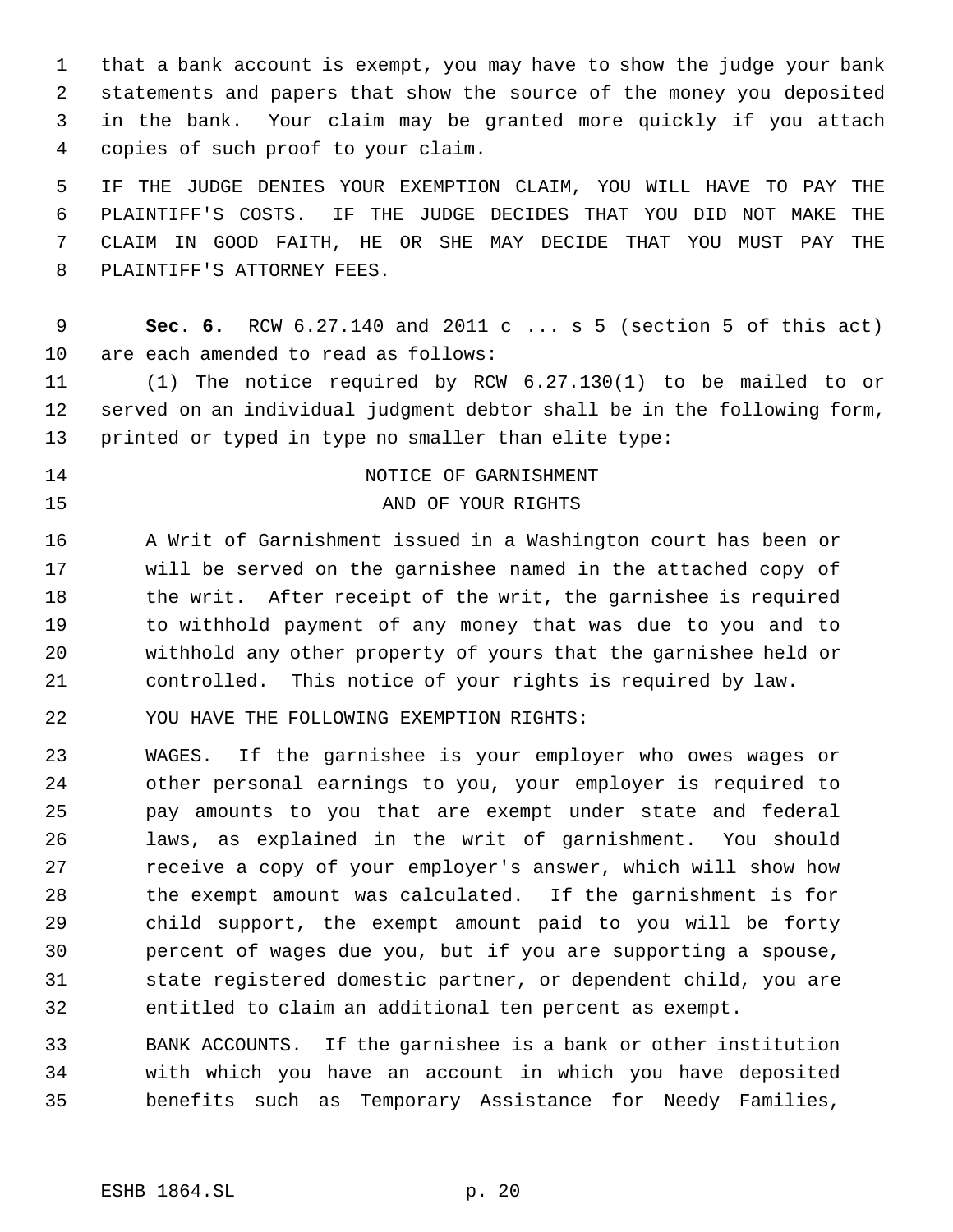that a bank account is exempt, you may have to show the judge your bank statements and papers that show the source of the money you deposited in the bank. Your claim may be granted more quickly if you attach copies of such proof to your claim.

IF THE JUDGE DENIES YOUR EXEMPTION CLAIM, YOU WILL HAVE TO PAY THE PLAINTIFF'S COSTS. IF THE JUDGE DECIDES THAT YOU DID NOT MAKE THE CLAIM IN GOOD FAITH, HE OR SHE MAY DECIDE THAT YOU MUST PAY THE PLAINTIFF'S ATTORNEY FEES.

**Sec. 6.** RCW 6.27.140 and 2011 c ... s 5 (section 5 of this act) are each amended to read as follows:

(1) The notice required by RCW 6.27.130(1) to be mailed to or served on an individual judgment debtor shall be in the following form, printed or typed in type no smaller than elite type:

NOTICE OF GARNISHMENT
AND OF YOUR RIGHTS

A Writ of Garnishment issued in a Washington court has been or will be served on the garnishee named in the attached copy of the writ. After receipt of the writ, the garnishee is required to withhold payment of any money that was due to you and to withhold any other property of yours that the garnishee held or controlled. This notice of your rights is required by law.

YOU HAVE THE FOLLOWING EXEMPTION RIGHTS:

WAGES. If the garnishee is your employer who owes wages or other personal earnings to you, your employer is required to pay amounts to you that are exempt under state and federal laws, as explained in the writ of garnishment. You should receive a copy of your employer's answer, which will show how the exempt amount was calculated. If the garnishment is for child support, the exempt amount paid to you will be forty percent of wages due you, but if you are supporting a spouse, state registered domestic partner, or dependent child, you are entitled to claim an additional ten percent as exempt.

BANK ACCOUNTS. If the garnishee is a bank or other institution with which you have an account in which you have deposited benefits such as Temporary Assistance for Needy Families,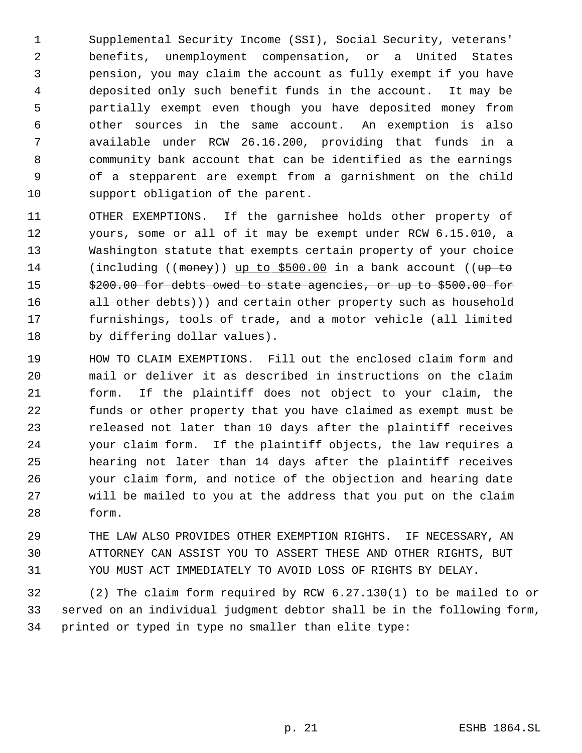Supplemental Security Income (SSI), Social Security, veterans' benefits, unemployment compensation, or a United States pension, you may claim the account as fully exempt if you have deposited only such benefit funds in the account. It may be partially exempt even though you have deposited money from other sources in the same account. An exemption is also available under RCW 26.16.200, providing that funds in a community bank account that can be identified as the earnings of a stepparent are exempt from a garnishment on the child support obligation of the parent.

OTHER EXEMPTIONS. If the garnishee holds other property of yours, some or all of it may be exempt under RCW 6.15.010, a Washington statute that exempts certain property of your choice (including ((~~money~~)) <u>up to $500.00</u> in a bank account ((~~up to $200.00 for debts owed to state agencies, or up to $500.00 for all other debts~~))) and certain other property such as household furnishings, tools of trade, and a motor vehicle (all limited by differing dollar values).

HOW TO CLAIM EXEMPTIONS. Fill out the enclosed claim form and mail or deliver it as described in instructions on the claim form. If the plaintiff does not object to your claim, the funds or other property that you have claimed as exempt must be released not later than 10 days after the plaintiff receives your claim form. If the plaintiff objects, the law requires a hearing not later than 14 days after the plaintiff receives your claim form, and notice of the objection and hearing date will be mailed to you at the address that you put on the claim form.

THE LAW ALSO PROVIDES OTHER EXEMPTION RIGHTS. IF NECESSARY, AN ATTORNEY CAN ASSIST YOU TO ASSERT THESE AND OTHER RIGHTS, BUT YOU MUST ACT IMMEDIATELY TO AVOID LOSS OF RIGHTS BY DELAY.

(2) The claim form required by RCW 6.27.130(1) to be mailed to or served on an individual judgment debtor shall be in the following form, printed or typed in type no smaller than elite type: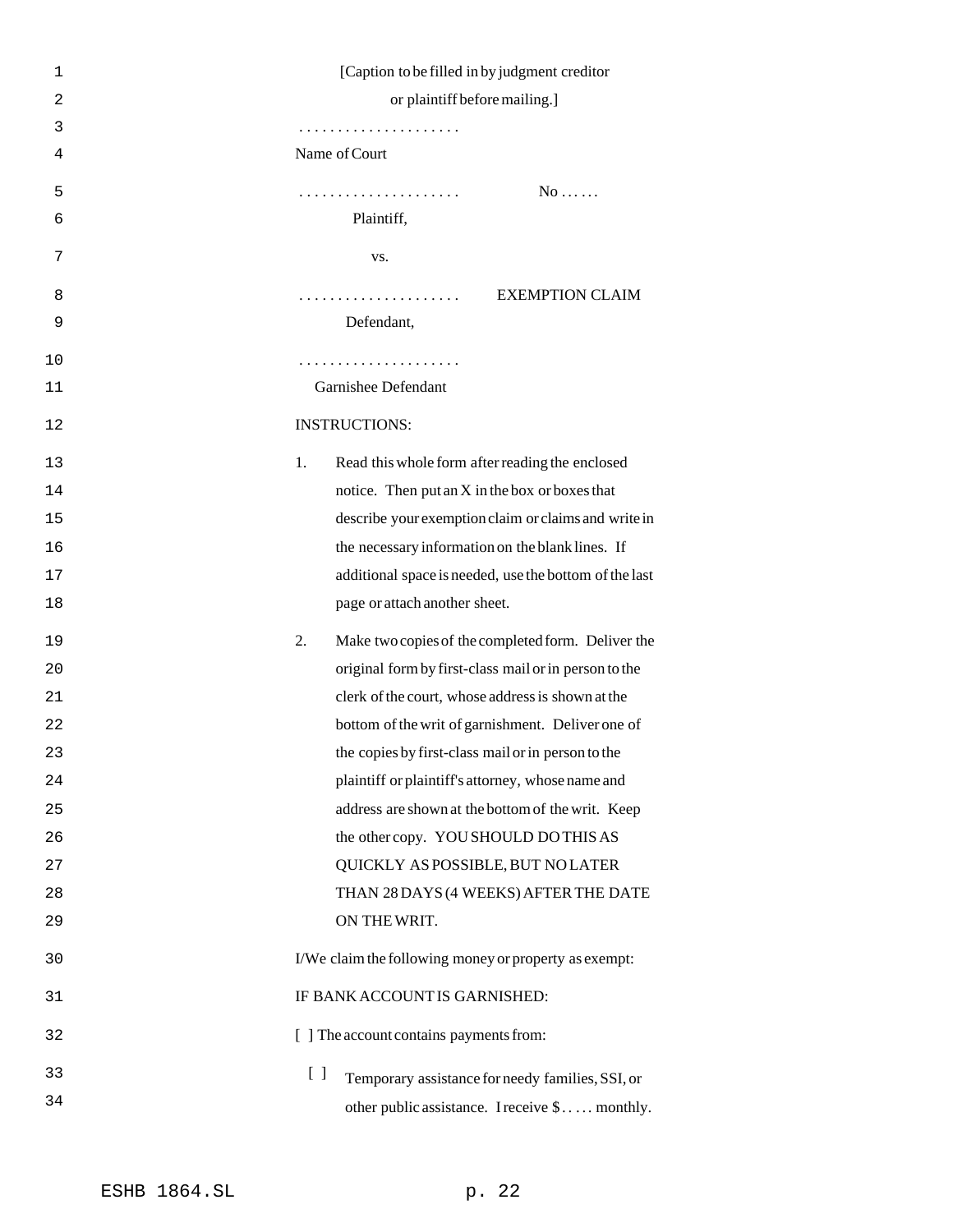[Caption to be filled in by judgment creditor or plaintiff before mailing.]

. . . . . . . . . . . . . . . . . . . . .
Name of Court

. . . . . . . . . . . . . . . . . . . . . No . . . . . .
Plaintiff,

vs.

. . . . . . . . . . . . . . . . . . . . . EXEMPTION CLAIM
Defendant,

. . . . . . . . . . . . . . . . . . . . .
Garnishee Defendant

INSTRUCTIONS:

1. Read this whole form after reading the enclosed notice. Then put an X in the box or boxes that describe your exemption claim or claims and write in the necessary information on the blank lines. If additional space is needed, use the bottom of the last page or attach another sheet.

2. Make two copies of the completed form. Deliver the original form by first-class mail or in person to the clerk of the court, whose address is shown at the bottom of the writ of garnishment. Deliver one of the copies by first-class mail or in person to the plaintiff or plaintiff's attorney, whose name and address are shown at the bottom of the writ. Keep the other copy. YOU SHOULD DO THIS AS QUICKLY AS POSSIBLE, BUT NO LATER THAN 28 DAYS (4 WEEKS) AFTER THE DATE ON THE WRIT.

I/We claim the following money or property as exempt:

IF BANK ACCOUNT IS GARNISHED:

[ ] The account contains payments from:

[ ] Temporary assistance for needy families, SSI, or other public assistance. I receive $ . . . . . monthly.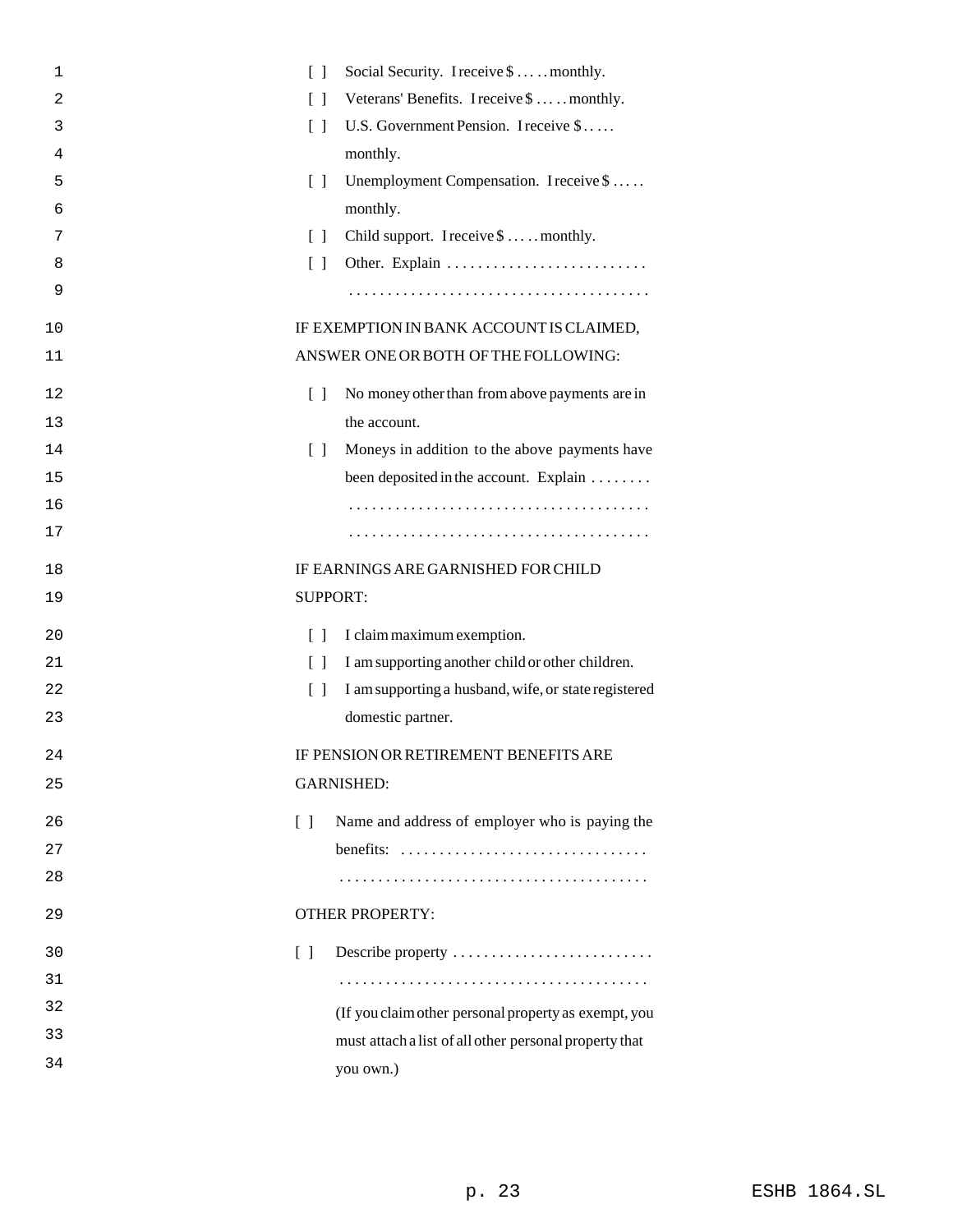[ ] Social Security. I receive $ . . . . . monthly.

[ ] Veterans' Benefits. I receive $ . . . . . monthly.

[ ] U.S. Government Pension. I receive $ . . . . . monthly.

[ ] Unemployment Compensation. I receive $ . . . . . monthly.

[ ] Child support. I receive $ . . . . . monthly.

[ ] Other. Explain . . . . . . . . . . . . . . . . . . . . . . . . . .
. . . . . . . . . . . . . . . . . . . . . . . . . . . . . . . . . . . . . . .

IF EXEMPTION IN BANK ACCOUNT IS CLAIMED, ANSWER ONE OR BOTH OF THE FOLLOWING:

[ ] No money other than from above payments are in the account.

[ ] Moneys in addition to the above payments have been deposited in the account. Explain . . . . . . . .
. . . . . . . . . . . . . . . . . . . . . . . . . . . . . . . . . . . . . . .
. . . . . . . . . . . . . . . . . . . . . . . . . . . . . . . . . . . . . . .

IF EARNINGS ARE GARNISHED FOR CHILD SUPPORT:

[ ] I claim maximum exemption.

[ ] I am supporting another child or other children.

[ ] I am supporting a husband, wife, or state registered domestic partner.

IF PENSION OR RETIREMENT BENEFITS ARE GARNISHED:

[ ] Name and address of employer who is paying the benefits: . . . . . . . . . . . . . . . . . . . . . . . . . . . . . . . .
. . . . . . . . . . . . . . . . . . . . . . . . . . . . . . . . . . . . . . . .

OTHER PROPERTY:

[ ] Describe property . . . . . . . . . . . . . . . . . . . . . . . . . .
. . . . . . . . . . . . . . . . . . . . . . . . . . . . . . . . . . . . . . . .

(If you claim other personal property as exempt, you must attach a list of all other personal property that you own.)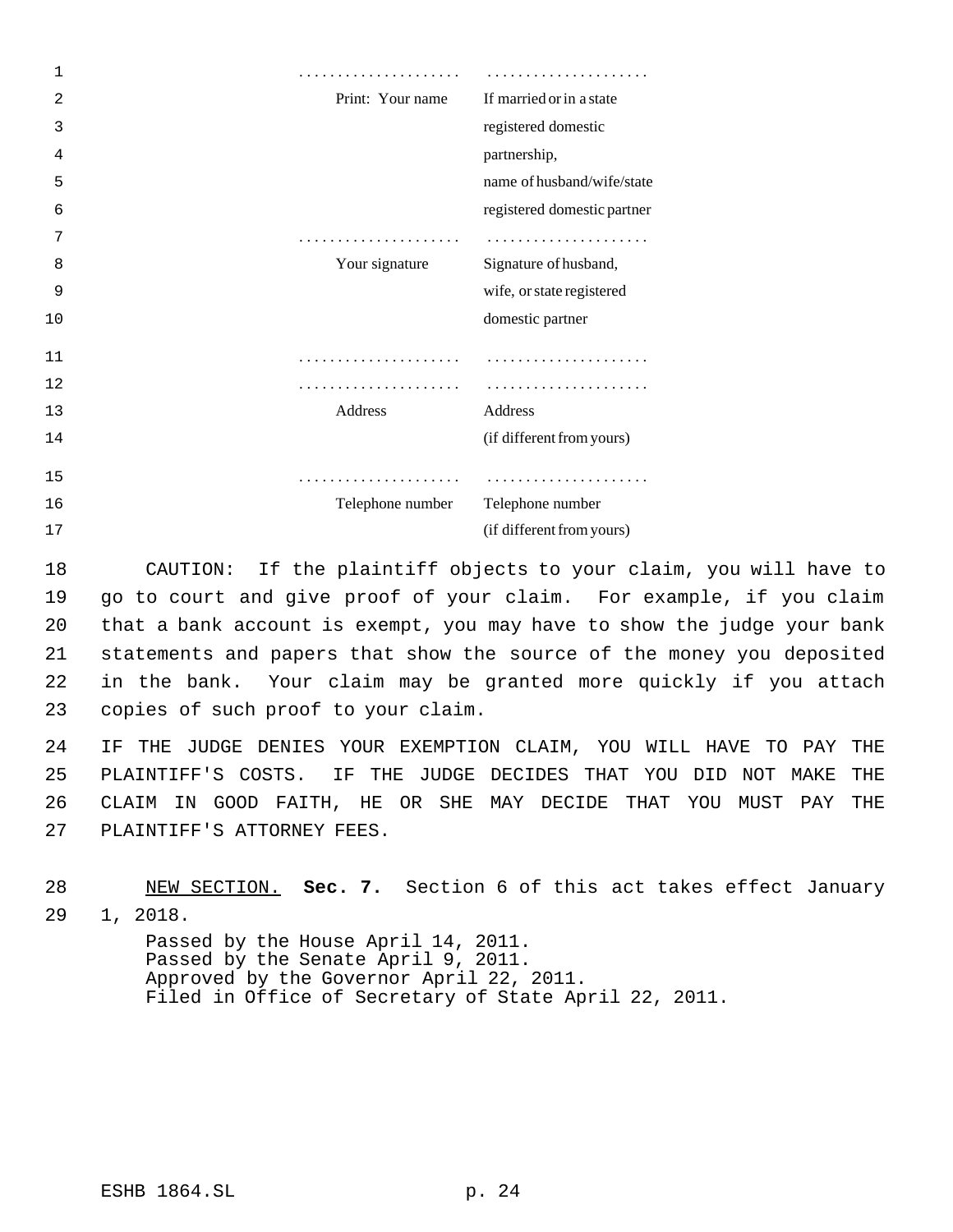| | |
|---|---|
| ..................... | ..................... |
| Print: Your name | If married or in a state registered domestic partnership, name of husband/wife/state registered domestic partner |
| ..................... | ..................... |
| Your signature | Signature of husband, wife, or state registered domestic partner |
| ..................... | ..................... |
| ..................... | ..................... |
| Address | Address (if different from yours) |
| ..................... | ..................... |
| Telephone number | Telephone number (if different from yours) |

CAUTION: If the plaintiff objects to your claim, you will have to go to court and give proof of your claim. For example, if you claim that a bank account is exempt, you may have to show the judge your bank statements and papers that show the source of the money you deposited in the bank. Your claim may be granted more quickly if you attach copies of such proof to your claim.

IF THE JUDGE DENIES YOUR EXEMPTION CLAIM, YOU WILL HAVE TO PAY THE PLAINTIFF'S COSTS. IF THE JUDGE DECIDES THAT YOU DID NOT MAKE THE CLAIM IN GOOD FAITH, HE OR SHE MAY DECIDE THAT YOU MUST PAY THE PLAINTIFF'S ATTORNEY FEES.

NEW SECTION. **Sec. 7.** Section 6 of this act takes effect January 1, 2018.

Passed by the House April 14, 2011.
Passed by the Senate April 9, 2011.
Approved by the Governor April 22, 2011.
Filed in Office of Secretary of State April 22, 2011.